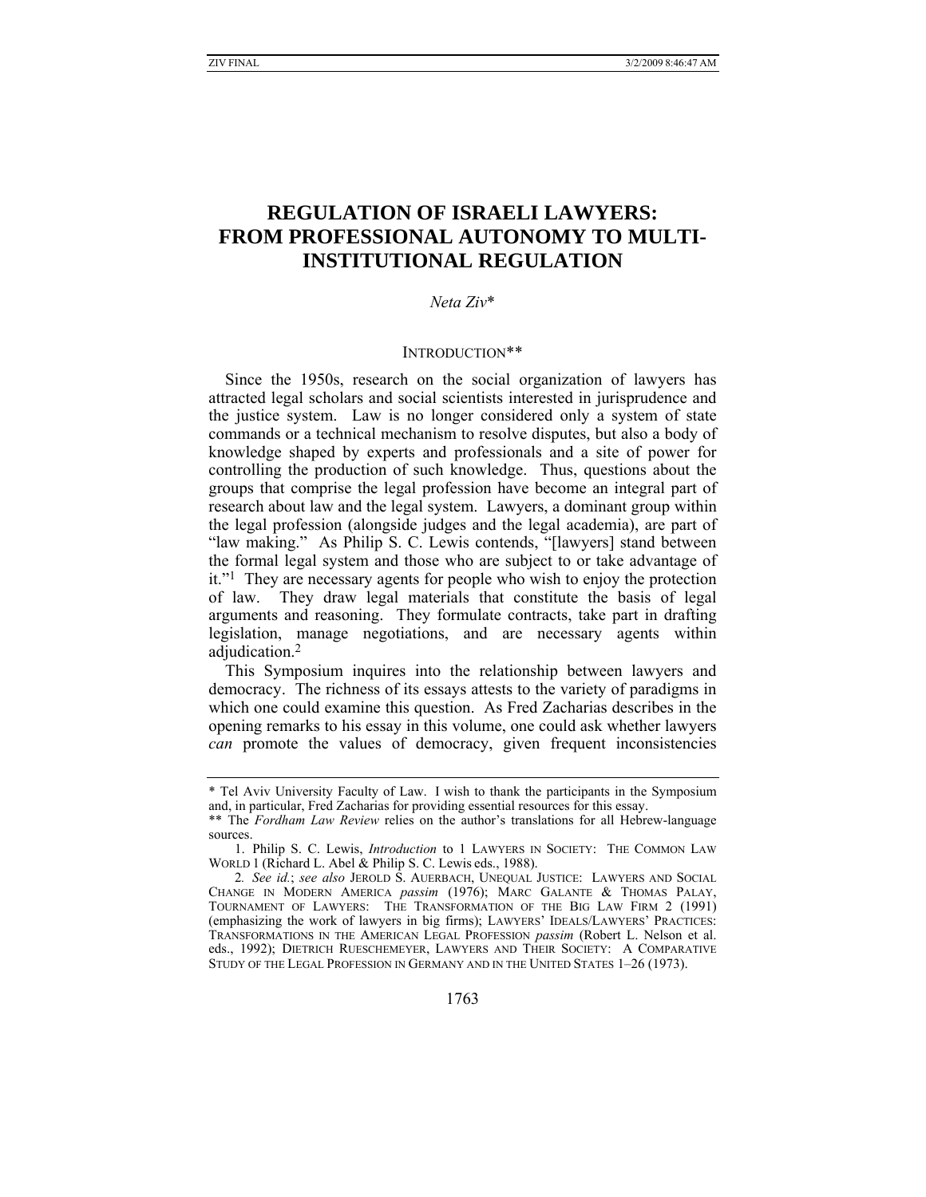# REGULATION OF ISRAELI LAWYERS: FROM PROFESSIONAL AUTONOMY TO MULTI-INSTITUTIONAL REGULATION

*Neta Ziv\**

## INTRODUCTION\*\*

Since the 1950s, research on the social organization of lawyers has attracted legal scholars and social scientists interested in jurisprudence and the justice system. Law is no longer considered only a system of state commands or a technical mechanism to resolve disputes, but also a body of knowledge shaped by experts and professionals and a site of power for controlling the production of such knowledge. Thus, questions about the groups that comprise the legal profession have become an integral part of research about law and the legal system. Lawyers, a dominant group within the legal profession (alongside judges and the legal academia), are part of "law making." As Philip S. C. Lewis contends, "[lawyers] stand between the formal legal system and those who are subject to or take advantage of it."[1] They are necessary agents for people who wish to enjoy the protection of law. They draw legal materials that constitute the basis of legal arguments and reasoning. They formulate contracts, take part in drafting legislation, manage negotiations, and are necessary agents within adjudication.[2]

This Symposium inquires into the relationship between lawyers and democracy. The richness of its essays attests to the variety of paradigms in which one could examine this question. As Fred Zacharias describes in the opening remarks to his essay in this volume, one could ask whether lawyers *can* promote the values of democracy, given frequent inconsistencies

---

\* Tel Aviv University Faculty of Law. I wish to thank the participants in the Symposium and, in particular, Fred Zacharias for providing essential resources for this essay.

\*\* The *Fordham Law Review* relies on the author's translations for all Hebrew-language sources.

1. Philip S. C. Lewis, *Introduction* to 1 LAWYERS IN SOCIETY: THE COMMON LAW WORLD 1 (Richard L. Abel & Philip S. C. Lewis eds., 1988).

2. *See id.*; *see also* JEROLD S. AUERBACH, UNEQUAL JUSTICE: LAWYERS AND SOCIAL CHANGE IN MODERN AMERICA *passim* (1976); MARC GALANTE & THOMAS PALAY, TOURNAMENT OF LAWYERS: THE TRANSFORMATION OF THE BIG LAW FIRM 2 (1991) (emphasizing the work of lawyers in big firms); LAWYERS' IDEALS/LAWYERS' PRACTICES: TRANSFORMATIONS IN THE AMERICAN LEGAL PROFESSION *passim* (Robert L. Nelson et al. eds., 1992); DIETRICH RUESCHEMEYER, LAWYERS AND THEIR SOCIETY: A COMPARATIVE STUDY OF THE LEGAL PROFESSION IN GERMANY AND IN THE UNITED STATES 1–26 (1973).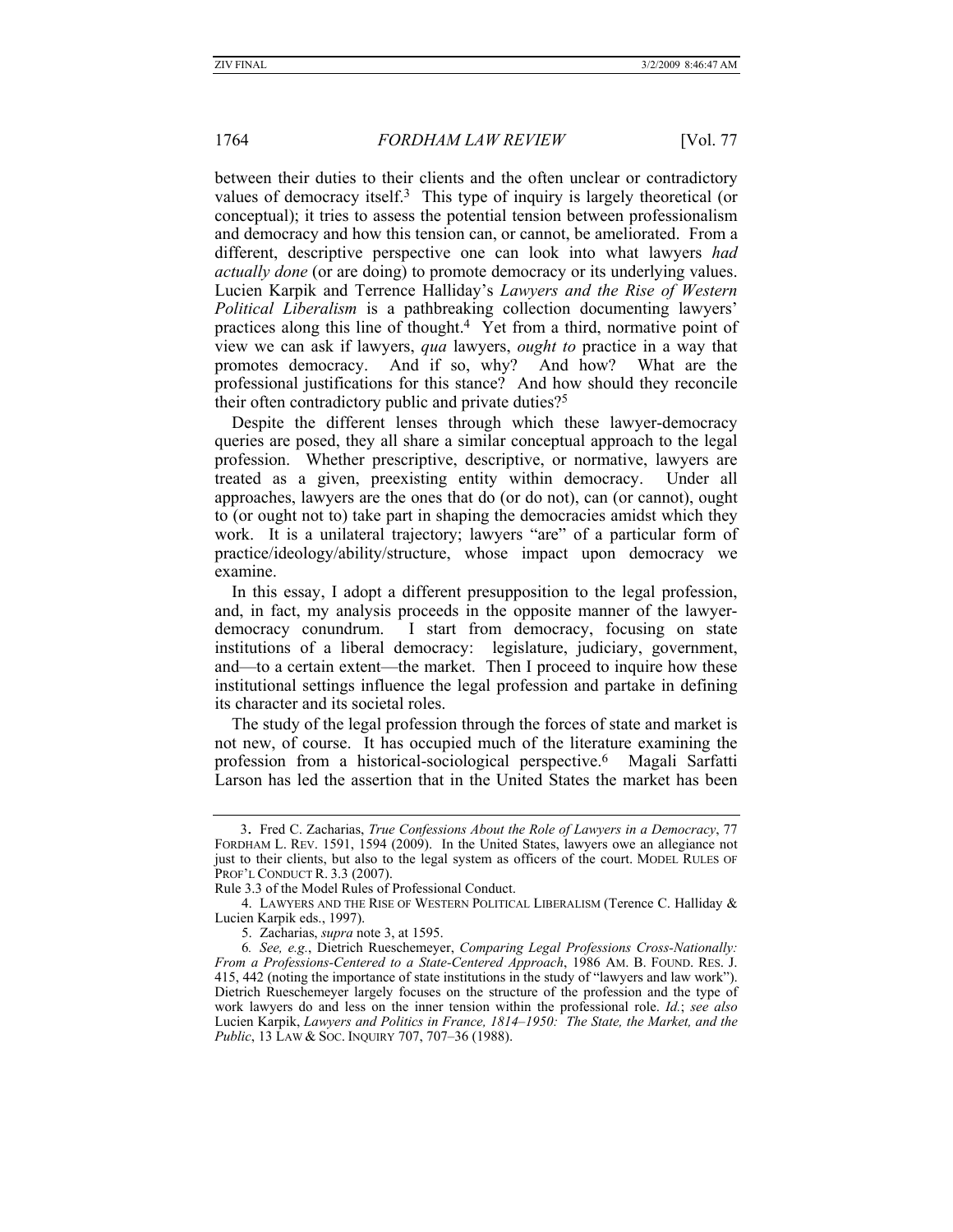between their duties to their clients and the often unclear or contradictory values of democracy itself.[3] This type of inquiry is largely theoretical (or conceptual); it tries to assess the potential tension between professionalism and democracy and how this tension can, or cannot, be ameliorated. From a different, descriptive perspective one can look into what lawyers *had actually done* (or are doing) to promote democracy or its underlying values. Lucien Karpik and Terrence Halliday's *Lawyers and the Rise of Western Political Liberalism* is a pathbreaking collection documenting lawyers' practices along this line of thought.[4] Yet from a third, normative point of view we can ask if lawyers, *qua* lawyers, *ought to* practice in a way that promotes democracy. And if so, why? And how? What are the professional justifications for this stance? And how should they reconcile their often contradictory public and private duties?[5]

Despite the different lenses through which these lawyer-democracy queries are posed, they all share a similar conceptual approach to the legal profession. Whether prescriptive, descriptive, or normative, lawyers are treated as a given, preexisting entity within democracy. Under all approaches, lawyers are the ones that do (or do not), can (or cannot), ought to (or ought not to) take part in shaping the democracies amidst which they work. It is a unilateral trajectory; lawyers "are" of a particular form of practice/ideology/ability/structure, whose impact upon democracy we examine.

In this essay, I adopt a different presupposition to the legal profession, and, in fact, my analysis proceeds in the opposite manner of the lawyer-democracy conundrum. I start from democracy, focusing on state institutions of a liberal democracy: legislature, judiciary, government, and—to a certain extent—the market. Then I proceed to inquire how these institutional settings influence the legal profession and partake in defining its character and its societal roles.

The study of the legal profession through the forces of state and market is not new, of course. It has occupied much of the literature examining the profession from a historical-sociological perspective.[6] Magali Sarfatti Larson has led the assertion that in the United States the market has been

3. Fred C. Zacharias, *True Confessions About the Role of Lawyers in a Democracy*, 77 FORDHAM L. REV. 1591, 1594 (2009). In the United States, lawyers owe an allegiance not just to their clients, but also to the legal system as officers of the court. MODEL RULES OF PROF'L CONDUCT R. 3.3 (2007).

Rule 3.3 of the Model Rules of Professional Conduct.

4. LAWYERS AND THE RISE OF WESTERN POLITICAL LIBERALISM (Terence C. Halliday & Lucien Karpik eds., 1997).

5. Zacharias, *supra* note 3, at 1595.

6. *See, e.g.*, Dietrich Rueschemeyer, *Comparing Legal Professions Cross-Nationally: From a Professions-Centered to a State-Centered Approach*, 1986 AM. B. FOUND. RES. J. 415, 442 (noting the importance of state institutions in the study of "lawyers and law work"). Dietrich Rueschemeyer largely focuses on the structure of the profession and the type of work lawyers do and less on the inner tension within the professional role. *Id.*; *see also* Lucien Karpik, *Lawyers and Politics in France, 1814–1950: The State, the Market, and the Public*, 13 LAW & SOC. INQUIRY 707, 707–36 (1988).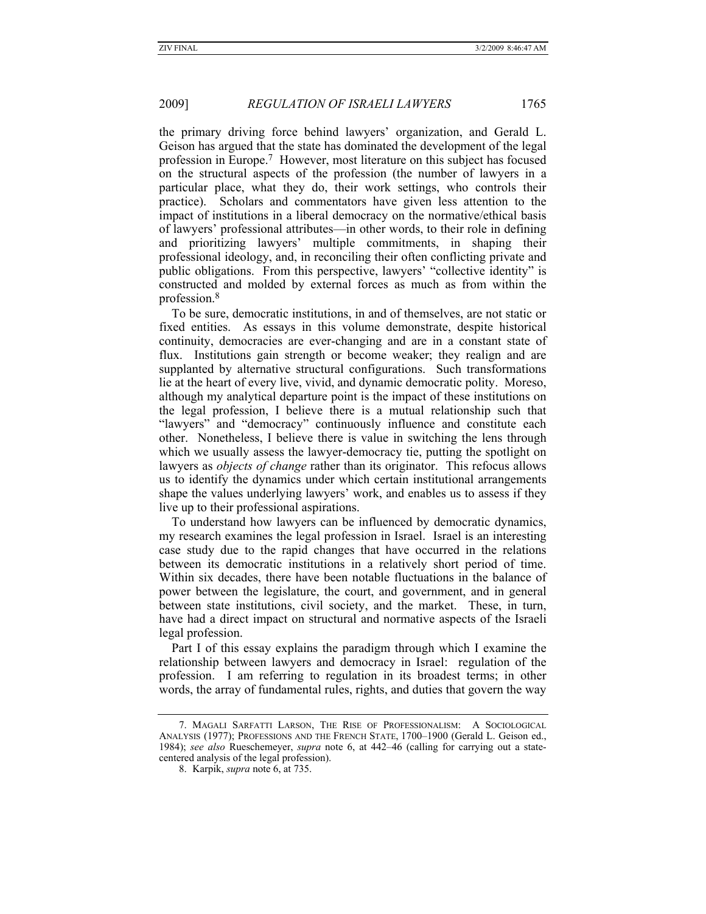the primary driving force behind lawyers' organization, and Gerald L. Geison has argued that the state has dominated the development of the legal profession in Europe.[7] However, most literature on this subject has focused on the structural aspects of the profession (the number of lawyers in a particular place, what they do, their work settings, who controls their practice). Scholars and commentators have given less attention to the impact of institutions in a liberal democracy on the normative/ethical basis of lawyers' professional attributes—in other words, to their role in defining and prioritizing lawyers' multiple commitments, in shaping their professional ideology, and, in reconciling their often conflicting private and public obligations. From this perspective, lawyers' "collective identity" is constructed and molded by external forces as much as from within the profession.[8]

To be sure, democratic institutions, in and of themselves, are not static or fixed entities. As essays in this volume demonstrate, despite historical continuity, democracies are ever-changing and are in a constant state of flux. Institutions gain strength or become weaker; they realign and are supplanted by alternative structural configurations. Such transformations lie at the heart of every live, vivid, and dynamic democratic polity. Moreso, although my analytical departure point is the impact of these institutions on the legal profession, I believe there is a mutual relationship such that "lawyers" and "democracy" continuously influence and constitute each other. Nonetheless, I believe there is value in switching the lens through which we usually assess the lawyer-democracy tie, putting the spotlight on lawyers as *objects of change* rather than its originator. This refocus allows us to identify the dynamics under which certain institutional arrangements shape the values underlying lawyers' work, and enables us to assess if they live up to their professional aspirations.

To understand how lawyers can be influenced by democratic dynamics, my research examines the legal profession in Israel. Israel is an interesting case study due to the rapid changes that have occurred in the relations between its democratic institutions in a relatively short period of time. Within six decades, there have been notable fluctuations in the balance of power between the legislature, the court, and government, and in general between state institutions, civil society, and the market. These, in turn, have had a direct impact on structural and normative aspects of the Israeli legal profession.

Part I of this essay explains the paradigm through which I examine the relationship between lawyers and democracy in Israel: regulation of the profession. I am referring to regulation in its broadest terms; in other words, the array of fundamental rules, rights, and duties that govern the way

---

7. MAGALI SARFATTI LARSON, THE RISE OF PROFESSIONALISM: A SOCIOLOGICAL ANALYSIS (1977); PROFESSIONS AND THE FRENCH STATE, 1700–1900 (Gerald L. Geison ed., 1984); *see also* Rueschemeyer, *supra* note 6, at 442–46 (calling for carrying out a state-centered analysis of the legal profession).

8. Karpik, *supra* note 6, at 735.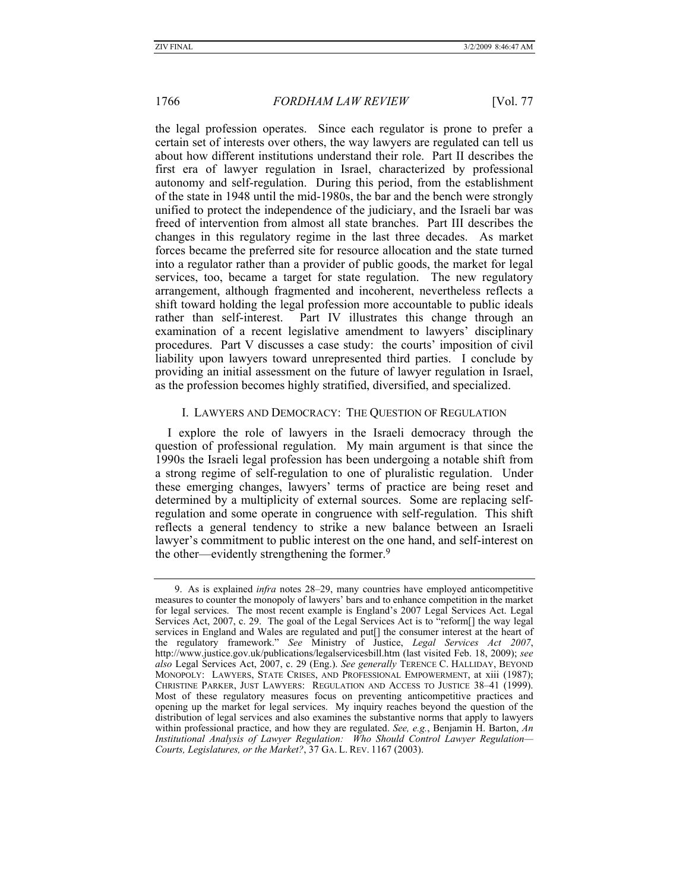the legal profession operates. Since each regulator is prone to prefer a certain set of interests over others, the way lawyers are regulated can tell us about how different institutions understand their role. Part II describes the first era of lawyer regulation in Israel, characterized by professional autonomy and self-regulation. During this period, from the establishment of the state in 1948 until the mid-1980s, the bar and the bench were strongly unified to protect the independence of the judiciary, and the Israeli bar was freed of intervention from almost all state branches. Part III describes the changes in this regulatory regime in the last three decades. As market forces became the preferred site for resource allocation and the state turned into a regulator rather than a provider of public goods, the market for legal services, too, became a target for state regulation. The new regulatory arrangement, although fragmented and incoherent, nevertheless reflects a shift toward holding the legal profession more accountable to public ideals rather than self-interest. Part IV illustrates this change through an examination of a recent legislative amendment to lawyers' disciplinary procedures. Part V discusses a case study: the courts' imposition of civil liability upon lawyers toward unrepresented third parties. I conclude by providing an initial assessment on the future of lawyer regulation in Israel, as the profession becomes highly stratified, diversified, and specialized.

## I. LAWYERS AND DEMOCRACY: THE QUESTION OF REGULATION

I explore the role of lawyers in the Israeli democracy through the question of professional regulation. My main argument is that since the 1990s the Israeli legal profession has been undergoing a notable shift from a strong regime of self-regulation to one of pluralistic regulation. Under these emerging changes, lawyers' terms of practice are being reset and determined by a multiplicity of external sources. Some are replacing self-regulation and some operate in congruence with self-regulation. This shift reflects a general tendency to strike a new balance between an Israeli lawyer's commitment to public interest on the one hand, and self-interest on the other—evidently strengthening the former.[9]

---

9. As is explained *infra* notes 28–29, many countries have employed anticompetitive measures to counter the monopoly of lawyers' bars and to enhance competition in the market for legal services. The most recent example is England's 2007 Legal Services Act. Legal Services Act, 2007, c. 29. The goal of the Legal Services Act is to "reform[] the way legal services in England and Wales are regulated and put[] the consumer interest at the heart of the regulatory framework." *See* Ministry of Justice, *Legal Services Act 2007*, http://www.justice.gov.uk/publications/legalservicesbill.htm (last visited Feb. 18, 2009); *see also* Legal Services Act, 2007, c. 29 (Eng.). *See generally* TERENCE C. HALLIDAY, BEYOND MONOPOLY: LAWYERS, STATE CRISES, AND PROFESSIONAL EMPOWERMENT, at xiii (1987); CHRISTINE PARKER, JUST LAWYERS: REGULATION AND ACCESS TO JUSTICE 38–41 (1999). Most of these regulatory measures focus on preventing anticompetitive practices and opening up the market for legal services. My inquiry reaches beyond the question of the distribution of legal services and also examines the substantive norms that apply to lawyers within professional practice, and how they are regulated. *See, e.g.*, Benjamin H. Barton, *An Institutional Analysis of Lawyer Regulation: Who Should Control Lawyer Regulation—Courts, Legislatures, or the Market?*, 37 GA. L. REV. 1167 (2003).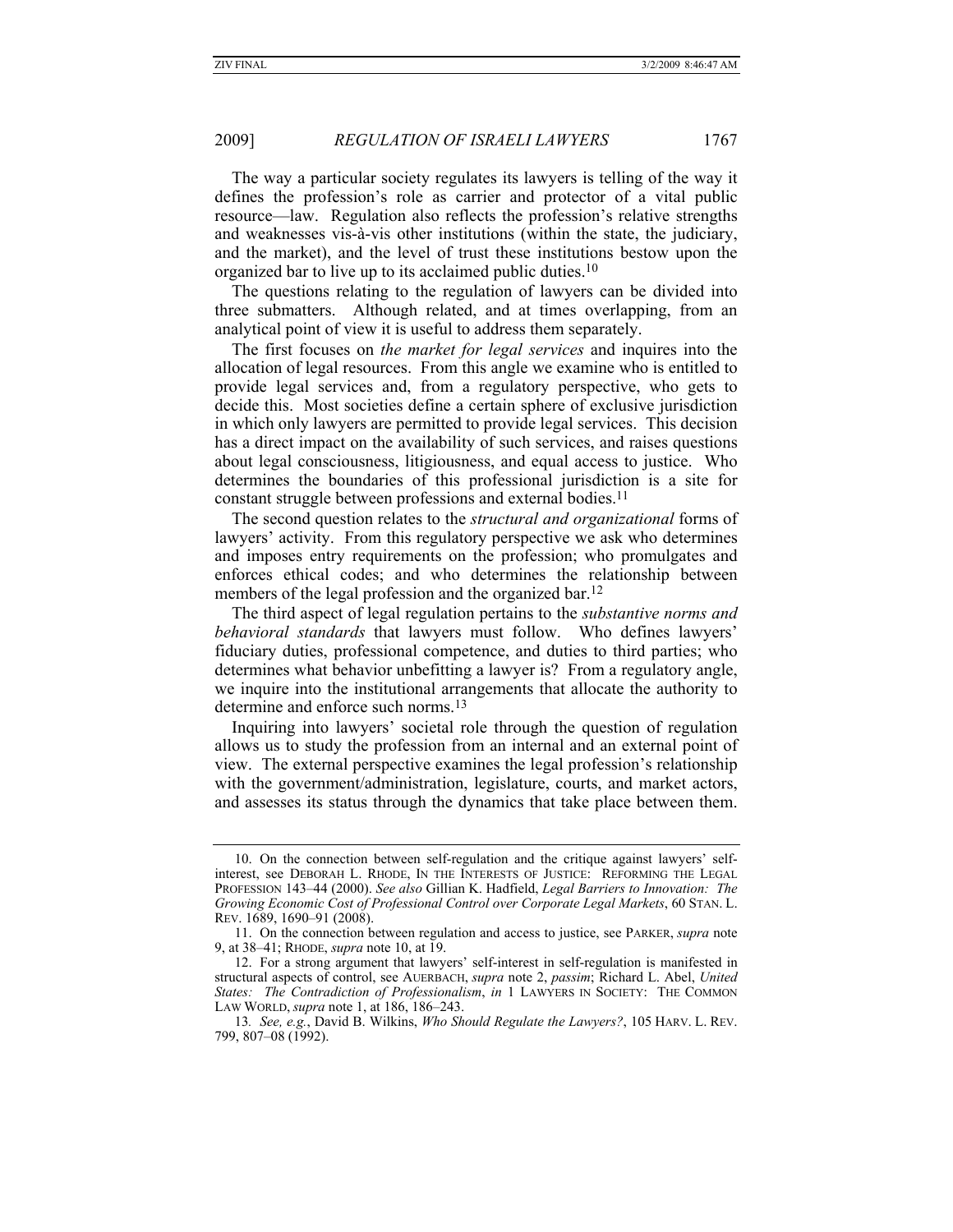The way a particular society regulates its lawyers is telling of the way it defines the profession's role as carrier and protector of a vital public resource—law. Regulation also reflects the profession's relative strengths and weaknesses vis-à-vis other institutions (within the state, the judiciary, and the market), and the level of trust these institutions bestow upon the organized bar to live up to its acclaimed public duties.[10]

The questions relating to the regulation of lawyers can be divided into three submatters. Although related, and at times overlapping, from an analytical point of view it is useful to address them separately.

The first focuses on *the market for legal services* and inquires into the allocation of legal resources. From this angle we examine who is entitled to provide legal services and, from a regulatory perspective, who gets to decide this. Most societies define a certain sphere of exclusive jurisdiction in which only lawyers are permitted to provide legal services. This decision has a direct impact on the availability of such services, and raises questions about legal consciousness, litigiousness, and equal access to justice. Who determines the boundaries of this professional jurisdiction is a site for constant struggle between professions and external bodies.[11]

The second question relates to the *structural and organizational* forms of lawyers' activity. From this regulatory perspective we ask who determines and imposes entry requirements on the profession; who promulgates and enforces ethical codes; and who determines the relationship between members of the legal profession and the organized bar.[12]

The third aspect of legal regulation pertains to the *substantive norms and behavioral standards* that lawyers must follow. Who defines lawyers' fiduciary duties, professional competence, and duties to third parties; who determines what behavior unbefitting a lawyer is? From a regulatory angle, we inquire into the institutional arrangements that allocate the authority to determine and enforce such norms.[13]

Inquiring into lawyers' societal role through the question of regulation allows us to study the profession from an internal and an external point of view. The external perspective examines the legal profession's relationship with the government/administration, legislature, courts, and market actors, and assesses its status through the dynamics that take place between them.

---

10. On the connection between self-regulation and the critique against lawyers' self-interest, see DEBORAH L. RHODE, IN THE INTERESTS OF JUSTICE: REFORMING THE LEGAL PROFESSION 143–44 (2000). *See also* Gillian K. Hadfield, *Legal Barriers to Innovation: The Growing Economic Cost of Professional Control over Corporate Legal Markets*, 60 STAN. L. REV. 1689, 1690–91 (2008).

11. On the connection between regulation and access to justice, see PARKER, *supra* note 9, at 38–41; RHODE, *supra* note 10, at 19.

12. For a strong argument that lawyers' self-interest in self-regulation is manifested in structural aspects of control, see AUERBACH, *supra* note 2, *passim*; Richard L. Abel, *United States: The Contradiction of Professionalism*, *in* 1 LAWYERS IN SOCIETY: THE COMMON LAW WORLD, *supra* note 1, at 186, 186–243.

13. *See, e.g.*, David B. Wilkins, *Who Should Regulate the Lawyers?*, 105 HARV. L. REV. 799, 807–08 (1992).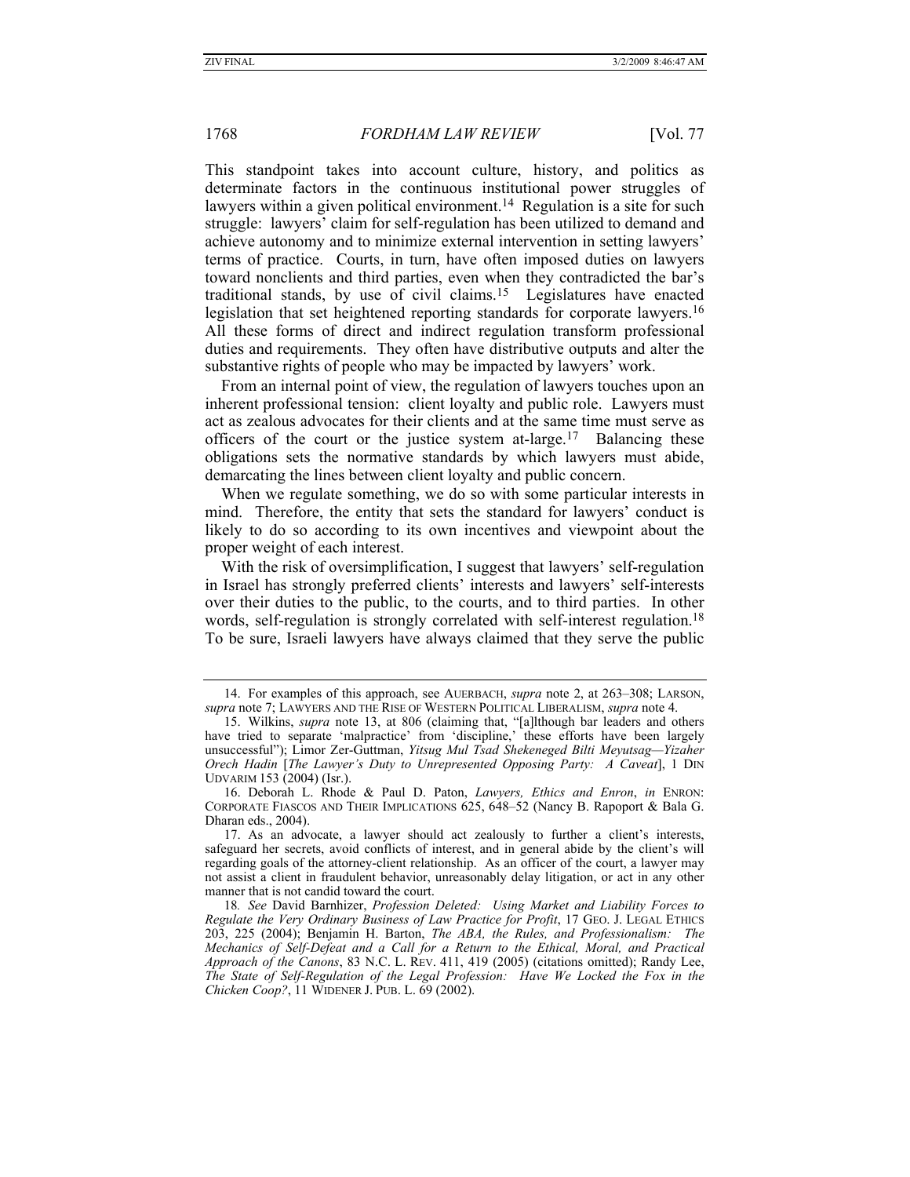This standpoint takes into account culture, history, and politics as determinate factors in the continuous institutional power struggles of lawyers within a given political environment.[14] Regulation is a site for such struggle: lawyers' claim for self-regulation has been utilized to demand and achieve autonomy and to minimize external intervention in setting lawyers' terms of practice. Courts, in turn, have often imposed duties on lawyers toward nonclients and third parties, even when they contradicted the bar's traditional stands, by use of civil claims.[15] Legislatures have enacted legislation that set heightened reporting standards for corporate lawyers.[16] All these forms of direct and indirect regulation transform professional duties and requirements. They often have distributive outputs and alter the substantive rights of people who may be impacted by lawyers' work.

From an internal point of view, the regulation of lawyers touches upon an inherent professional tension: client loyalty and public role. Lawyers must act as zealous advocates for their clients and at the same time must serve as officers of the court or the justice system at-large.[17] Balancing these obligations sets the normative standards by which lawyers must abide, demarcating the lines between client loyalty and public concern.

When we regulate something, we do so with some particular interests in mind. Therefore, the entity that sets the standard for lawyers' conduct is likely to do so according to its own incentives and viewpoint about the proper weight of each interest.

With the risk of oversimplification, I suggest that lawyers' self-regulation in Israel has strongly preferred clients' interests and lawyers' self-interests over their duties to the public, to the courts, and to third parties. In other words, self-regulation is strongly correlated with self-interest regulation.[18] To be sure, Israeli lawyers have always claimed that they serve the public

---

14. For examples of this approach, see AUERBACH, *supra* note 2, at 263–308; LARSON, *supra* note 7; LAWYERS AND THE RISE OF WESTERN POLITICAL LIBERALISM, *supra* note 4.

15. Wilkins, *supra* note 13, at 806 (claiming that, "[a]lthough bar leaders and others have tried to separate 'malpractice' from 'discipline,' these efforts have been largely unsuccessful"); Limor Zer-Guttman, *Yitsug Mul Tsad Shekeneged Bilti Meyutsag—Yizaher Orech Hadin* [*The Lawyer's Duty to Unrepresented Opposing Party: A Caveat*], 1 DIN UDVARIM 153 (2004) (Isr.).

16. Deborah L. Rhode & Paul D. Paton, *Lawyers, Ethics and Enron*, *in* ENRON: CORPORATE FIASCOS AND THEIR IMPLICATIONS 625, 648–52 (Nancy B. Rapoport & Bala G. Dharan eds., 2004).

17. As an advocate, a lawyer should act zealously to further a client's interests, safeguard her secrets, avoid conflicts of interest, and in general abide by the client's will regarding goals of the attorney-client relationship. As an officer of the court, a lawyer may not assist a client in fraudulent behavior, unreasonably delay litigation, or act in any other manner that is not candid toward the court.

18. *See* David Barnhizer, *Profession Deleted: Using Market and Liability Forces to Regulate the Very Ordinary Business of Law Practice for Profit*, 17 GEO. J. LEGAL ETHICS 203, 225 (2004); Benjamin H. Barton, *The ABA, the Rules, and Professionalism: The Mechanics of Self-Defeat and a Call for a Return to the Ethical, Moral, and Practical Approach of the Canons*, 83 N.C. L. REV. 411, 419 (2005) (citations omitted); Randy Lee, *The State of Self-Regulation of the Legal Profession: Have We Locked the Fox in the Chicken Coop?*, 11 WIDENER J. PUB. L. 69 (2002).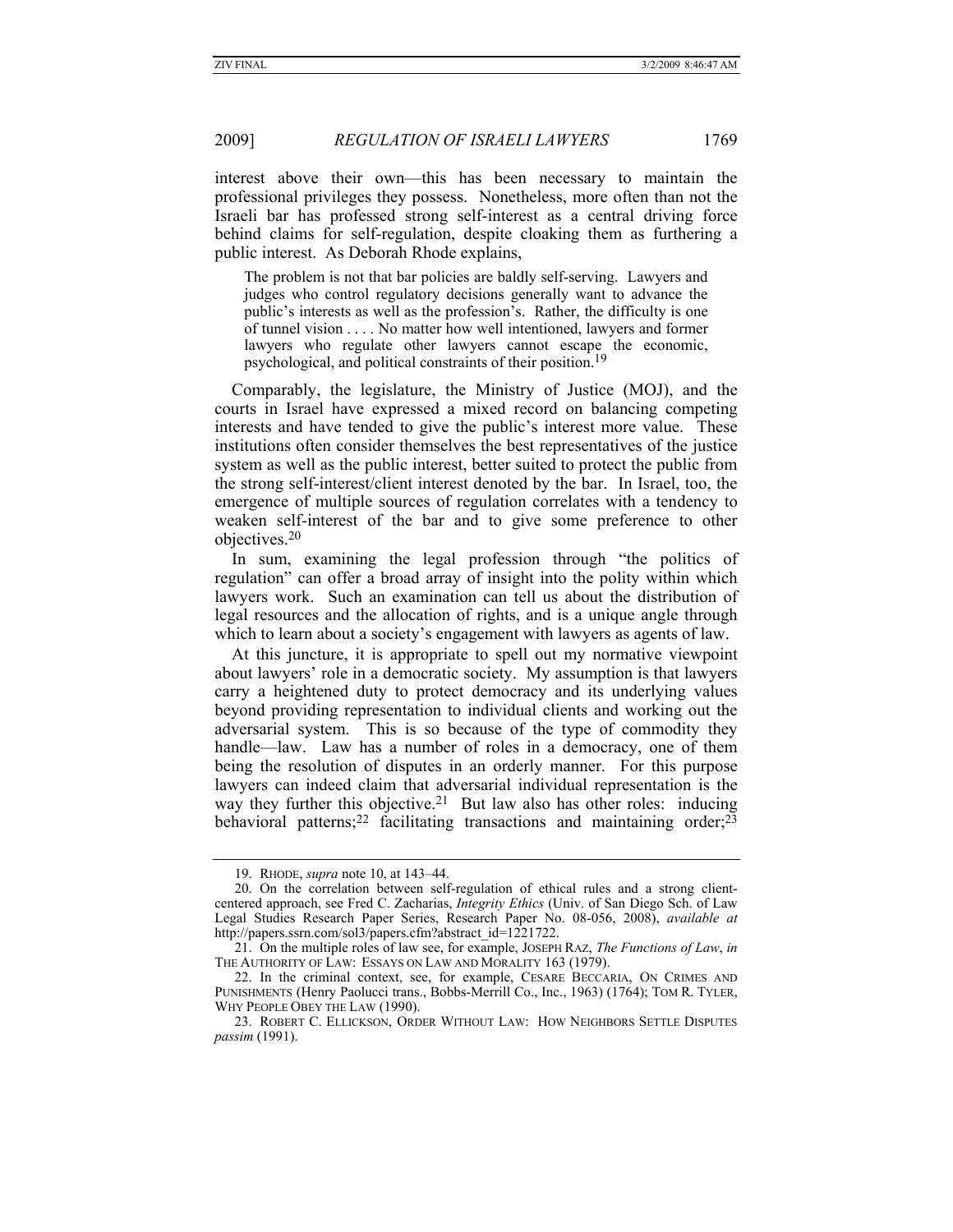interest above their own—this has been necessary to maintain the professional privileges they possess. Nonetheless, more often than not the Israeli bar has professed strong self-interest as a central driving force behind claims for self-regulation, despite cloaking them as furthering a public interest. As Deborah Rhode explains,

> The problem is not that bar policies are baldly self-serving. Lawyers and judges who control regulatory decisions generally want to advance the public's interests as well as the profession's. Rather, the difficulty is one of tunnel vision . . . . No matter how well intentioned, lawyers and former lawyers who regulate other lawyers cannot escape the economic, psychological, and political constraints of their position.[19]

Comparably, the legislature, the Ministry of Justice (MOJ), and the courts in Israel have expressed a mixed record on balancing competing interests and have tended to give the public's interest more value. These institutions often consider themselves the best representatives of the justice system as well as the public interest, better suited to protect the public from the strong self-interest/client interest denoted by the bar. In Israel, too, the emergence of multiple sources of regulation correlates with a tendency to weaken self-interest of the bar and to give some preference to other objectives.[20]

In sum, examining the legal profession through "the politics of regulation" can offer a broad array of insight into the polity within which lawyers work. Such an examination can tell us about the distribution of legal resources and the allocation of rights, and is a unique angle through which to learn about a society's engagement with lawyers as agents of law.

At this juncture, it is appropriate to spell out my normative viewpoint about lawyers' role in a democratic society. My assumption is that lawyers carry a heightened duty to protect democracy and its underlying values beyond providing representation to individual clients and working out the adversarial system. This is so because of the type of commodity they handle—law. Law has a number of roles in a democracy, one of them being the resolution of disputes in an orderly manner. For this purpose lawyers can indeed claim that adversarial individual representation is the way they further this objective.[21] But law also has other roles: inducing behavioral patterns;[22] facilitating transactions and maintaining order;[23]

---

19. RHODE, *supra* note 10, at 143–44.

20. On the correlation between self-regulation of ethical rules and a strong client-centered approach, see Fred C. Zacharias, *Integrity Ethics* (Univ. of San Diego Sch. of Law Legal Studies Research Paper Series, Research Paper No. 08-056, 2008), *available at* http://papers.ssrn.com/sol3/papers.cfm?abstract_id=1221722.

21. On the multiple roles of law see, for example, JOSEPH RAZ, *The Functions of Law*, *in* THE AUTHORITY OF LAW: ESSAYS ON LAW AND MORALITY 163 (1979).

22. In the criminal context, see, for example, CESARE BECCARIA, ON CRIMES AND PUNISHMENTS (Henry Paolucci trans., Bobbs-Merrill Co., Inc., 1963) (1764); TOM R. TYLER, WHY PEOPLE OBEY THE LAW (1990).

23. ROBERT C. ELLICKSON, ORDER WITHOUT LAW: HOW NEIGHBORS SETTLE DISPUTES *passim* (1991).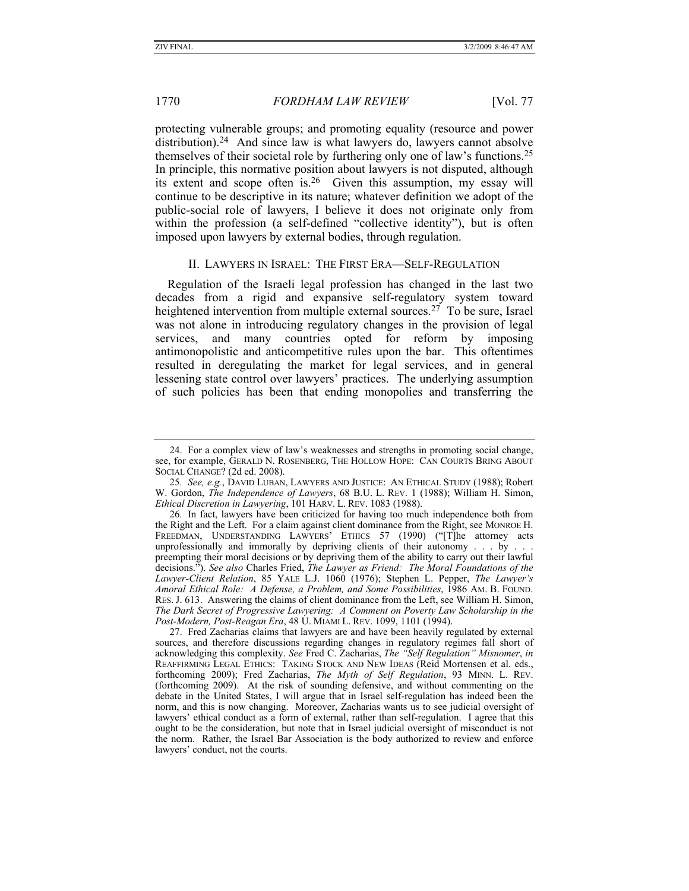protecting vulnerable groups; and promoting equality (resource and power distribution).[24] And since law is what lawyers do, lawyers cannot absolve themselves of their societal role by furthering only one of law's functions.[25] In principle, this normative position about lawyers is not disputed, although its extent and scope often is.[26] Given this assumption, my essay will continue to be descriptive in its nature; whatever definition we adopt of the public-social role of lawyers, I believe it does not originate only from within the profession (a self-defined "collective identity"), but is often imposed upon lawyers by external bodies, through regulation.

## II. LAWYERS IN ISRAEL: THE FIRST ERA—SELF-REGULATION

Regulation of the Israeli legal profession has changed in the last two decades from a rigid and expansive self-regulatory system toward heightened intervention from multiple external sources.[27] To be sure, Israel was not alone in introducing regulatory changes in the provision of legal services, and many countries opted for reform by imposing antimonopolistic and anticompetitive rules upon the bar. This oftentimes resulted in deregulating the market for legal services, and in general lessening state control over lawyers' practices. The underlying assumption of such policies has been that ending monopolies and transferring the

---

24. For a complex view of law's weaknesses and strengths in promoting social change, see, for example, GERALD N. ROSENBERG, THE HOLLOW HOPE: CAN COURTS BRING ABOUT SOCIAL CHANGE? (2d ed. 2008).

25. *See, e.g.*, DAVID LUBAN, LAWYERS AND JUSTICE: AN ETHICAL STUDY (1988); Robert W. Gordon, *The Independence of Lawyers*, 68 B.U. L. REV. 1 (1988); William H. Simon, *Ethical Discretion in Lawyering*, 101 HARV. L. REV. 1083 (1988).

26. In fact, lawyers have been criticized for having too much independence both from the Right and the Left. For a claim against client dominance from the Right, see MONROE H. FREEDMAN, UNDERSTANDING LAWYERS' ETHICS 57 (1990) ("[T]he attorney acts unprofessionally and immorally by depriving clients of their autonomy . . . by . . . preempting their moral decisions or by depriving them of the ability to carry out their lawful decisions."). *See also* Charles Fried, *The Lawyer as Friend: The Moral Foundations of the Lawyer-Client Relation*, 85 YALE L.J. 1060 (1976); Stephen L. Pepper, *The Lawyer's Amoral Ethical Role: A Defense, a Problem, and Some Possibilities*, 1986 AM. B. FOUND. RES. J. 613. Answering the claims of client dominance from the Left, see William H. Simon, *The Dark Secret of Progressive Lawyering: A Comment on Poverty Law Scholarship in the Post-Modern, Post-Reagan Era*, 48 U. MIAMI L. REV. 1099, 1101 (1994).

27. Fred Zacharias claims that lawyers are and have been heavily regulated by external sources, and therefore discussions regarding changes in regulatory regimes fall short of acknowledging this complexity. *See* Fred C. Zacharias, *The "Self Regulation" Misnomer*, *in* REAFFIRMING LEGAL ETHICS: TAKING STOCK AND NEW IDEAS (Reid Mortensen et al. eds., forthcoming 2009); Fred Zacharias, *The Myth of Self Regulation*, 93 MINN. L. REV. (forthcoming 2009). At the risk of sounding defensive, and without commenting on the debate in the United States, I will argue that in Israel self-regulation has indeed been the norm, and this is now changing. Moreover, Zacharias wants us to see judicial oversight of lawyers' ethical conduct as a form of external, rather than self-regulation. I agree that this ought to be the consideration, but note that in Israel judicial oversight of misconduct is not the norm. Rather, the Israel Bar Association is the body authorized to review and enforce lawyers' conduct, not the courts.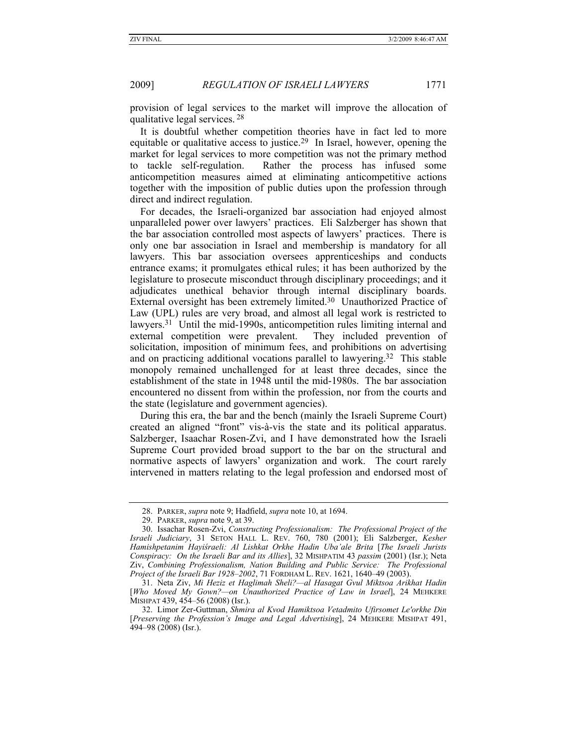provision of legal services to the market will improve the allocation of qualitative legal services.[28]

It is doubtful whether competition theories have in fact led to more equitable or qualitative access to justice.[29] In Israel, however, opening the market for legal services to more competition was not the primary method to tackle self-regulation. Rather the process has infused some anticompetition measures aimed at eliminating anticompetitive actions together with the imposition of public duties upon the profession through direct and indirect regulation.

For decades, the Israeli-organized bar association had enjoyed almost unparalleled power over lawyers' practices. Eli Salzberger has shown that the bar association controlled most aspects of lawyers' practices. There is only one bar association in Israel and membership is mandatory for all lawyers. This bar association oversees apprenticeships and conducts entrance exams; it promulgates ethical rules; it has been authorized by the legislature to prosecute misconduct through disciplinary proceedings; and it adjudicates unethical behavior through internal disciplinary boards. External oversight has been extremely limited.[30] Unauthorized Practice of Law (UPL) rules are very broad, and almost all legal work is restricted to lawyers.[31] Until the mid-1990s, anticompetition rules limiting internal and external competition were prevalent. They included prevention of solicitation, imposition of minimum fees, and prohibitions on advertising and on practicing additional vocations parallel to lawyering.[32] This stable monopoly remained unchallenged for at least three decades, since the establishment of the state in 1948 until the mid-1980s. The bar association encountered no dissent from within the profession, nor from the courts and the state (legislature and government agencies).

During this era, the bar and the bench (mainly the Israeli Supreme Court) created an aligned "front" vis-à-vis the state and its political apparatus. Salzberger, Isaachar Rosen-Zvi, and I have demonstrated how the Israeli Supreme Court provided broad support to the bar on the structural and normative aspects of lawyers' organization and work. The court rarely intervened in matters relating to the legal profession and endorsed most of

---

28. PARKER, *supra* note 9; Hadfield, *supra* note 10, at 1694.

29. PARKER, *supra* note 9, at 39.

30. Issachar Rosen-Zvi, *Constructing Professionalism: The Professional Project of the Israeli Judiciary*, 31 SETON HALL L. REV. 760, 780 (2001); Eli Salzberger, *Kesher Hamishpetanim Hayiśraeli: Al Lishkat Orkhe Hadin Uba'ale Brita* [*The Israeli Jurists Conspiracy: On the Israeli Bar and its Allies*], 32 MISHPATIM 43 *passim* (2001) (Isr.); Neta Ziv, *Combining Professionalism, Nation Building and Public Service: The Professional Project of the Israeli Bar 1928–2002*, 71 FORDHAM L. REV. 1621, 1640–49 (2003).

31. Neta Ziv, *Mi Heziz et Haglimah Sheli?—al Hasagat Gvul Miktsoa Arikhat Hadin* [*Who Moved My Gown?—on Unauthorized Practice of Law in Israel*], 24 MEHKERE MISHPAT 439, 454–56 (2008) (Isr.).

32. Limor Zer-Guttman, *Shmira al Kvod Hamiktsoa Vetadmito Ufirsomet Le'orkhe Din* [*Preserving the Profession's Image and Legal Advertising*], 24 MEHKERE MISHPAT 491, 494–98 (2008) (Isr.).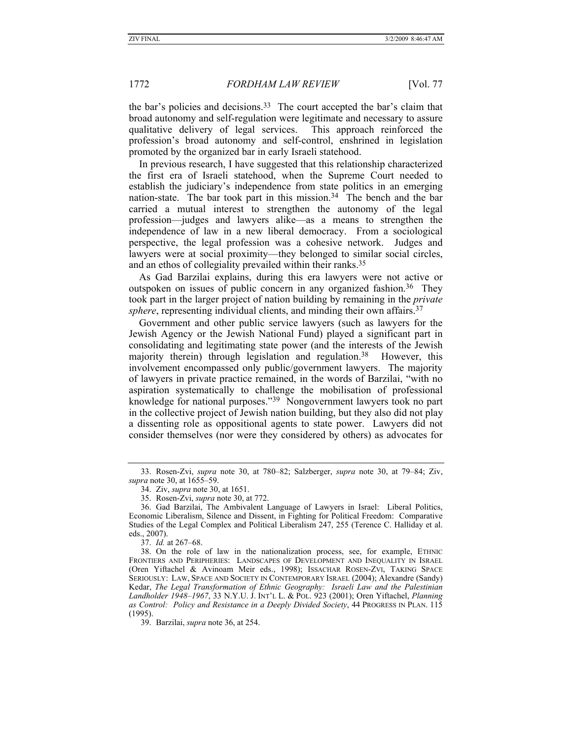the bar's policies and decisions.[33] The court accepted the bar's claim that broad autonomy and self-regulation were legitimate and necessary to assure qualitative delivery of legal services. This approach reinforced the profession's broad autonomy and self-control, enshrined in legislation promoted by the organized bar in early Israeli statehood.

In previous research, I have suggested that this relationship characterized the first era of Israeli statehood, when the Supreme Court needed to establish the judiciary's independence from state politics in an emerging nation-state. The bar took part in this mission.[34] The bench and the bar carried a mutual interest to strengthen the autonomy of the legal profession—judges and lawyers alike—as a means to strengthen the independence of law in a new liberal democracy. From a sociological perspective, the legal profession was a cohesive network. Judges and lawyers were at social proximity—they belonged to similar social circles, and an ethos of collegiality prevailed within their ranks.[35]

As Gad Barzilai explains, during this era lawyers were not active or outspoken on issues of public concern in any organized fashion.[36] They took part in the larger project of nation building by remaining in the *private sphere*, representing individual clients, and minding their own affairs.[37]

Government and other public service lawyers (such as lawyers for the Jewish Agency or the Jewish National Fund) played a significant part in consolidating and legitimating state power (and the interests of the Jewish majority therein) through legislation and regulation.[38] However, this involvement encompassed only public/government lawyers. The majority of lawyers in private practice remained, in the words of Barzilai, "with no aspiration systematically to challenge the mobilisation of professional knowledge for national purposes."[39] Nongovernment lawyers took no part in the collective project of Jewish nation building, but they also did not play a dissenting role as oppositional agents to state power. Lawyers did not consider themselves (nor were they considered by others) as advocates for

---

33. Rosen-Zvi, *supra* note 30, at 780–82; Salzberger, *supra* note 30, at 79–84; Ziv, *supra* note 30, at 1655–59.

34. Ziv, *supra* note 30, at 1651.

35. Rosen-Zvi, *supra* note 30, at 772.

36. Gad Barzilai, The Ambivalent Language of Lawyers in Israel: Liberal Politics, Economic Liberalism, Silence and Dissent, in Fighting for Political Freedom: Comparative Studies of the Legal Complex and Political Liberalism 247, 255 (Terence C. Halliday et al. eds., 2007).

37. *Id.* at 267–68.

38. On the role of law in the nationalization process, see, for example, ETHNIC FRONTIERS AND PERIPHERIES: LANDSCAPES OF DEVELOPMENT AND INEQUALITY IN ISRAEL (Oren Yiftachel & Avinoam Meir eds., 1998); ISSACHAR ROSEN-ZVI, TAKING SPACE SERIOUSLY: LAW, SPACE AND SOCIETY IN CONTEMPORARY ISRAEL (2004); Alexandre (Sandy) Kedar, *The Legal Transformation of Ethnic Geography: Israeli Law and the Palestinian Landholder 1948–1967*, 33 N.Y.U. J. INT'L L. & POL. 923 (2001); Oren Yiftachel, *Planning as Control: Policy and Resistance in a Deeply Divided Society*, 44 PROGRESS IN PLAN. 115 (1995).

39. Barzilai, *supra* note 36, at 254.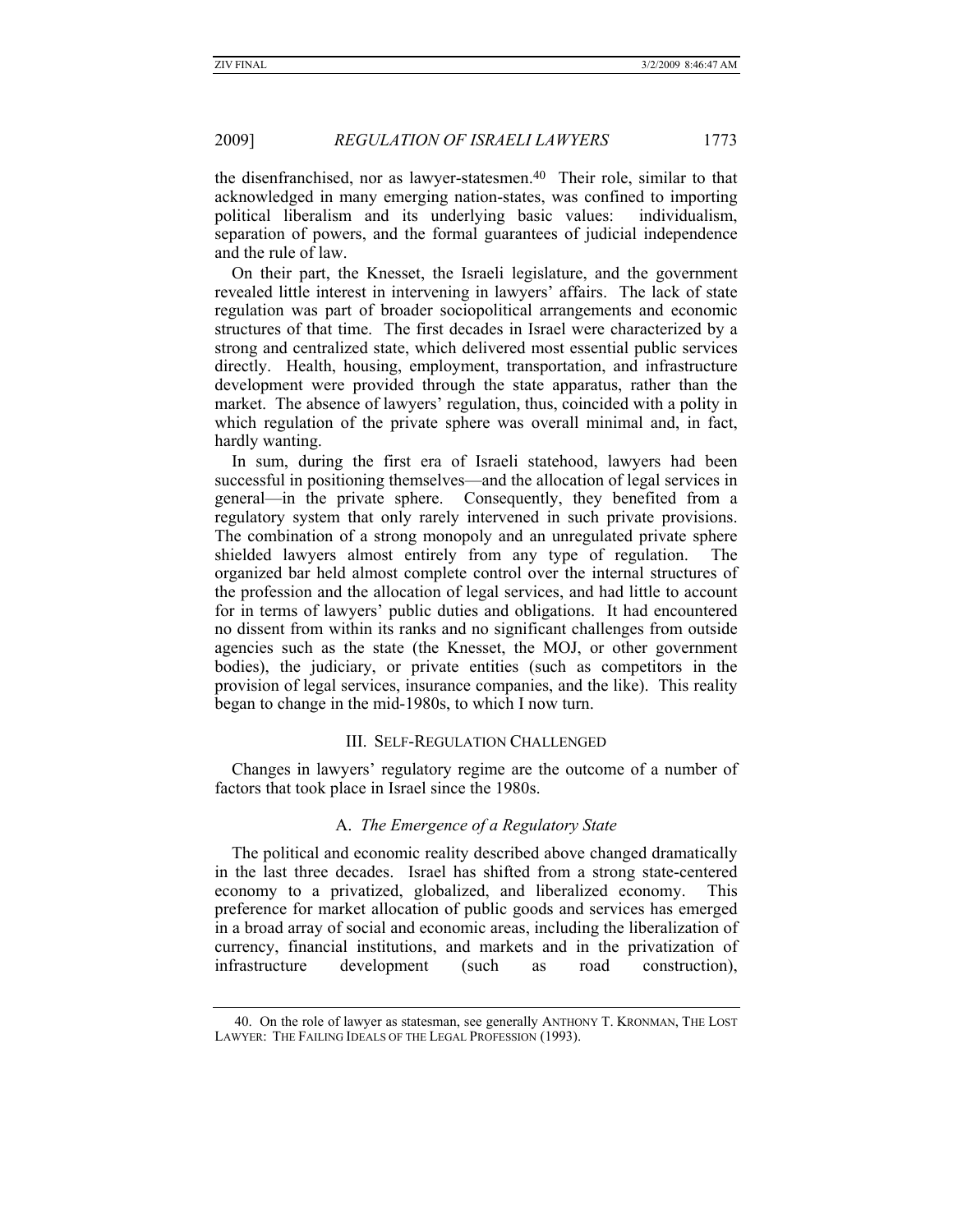the disenfranchised, nor as lawyer-statesmen.[40] Their role, similar to that acknowledged in many emerging nation-states, was confined to importing political liberalism and its underlying basic values: individualism, separation of powers, and the formal guarantees of judicial independence and the rule of law.

On their part, the Knesset, the Israeli legislature, and the government revealed little interest in intervening in lawyers' affairs. The lack of state regulation was part of broader sociopolitical arrangements and economic structures of that time. The first decades in Israel were characterized by a strong and centralized state, which delivered most essential public services directly. Health, housing, employment, transportation, and infrastructure development were provided through the state apparatus, rather than the market. The absence of lawyers' regulation, thus, coincided with a polity in which regulation of the private sphere was overall minimal and, in fact, hardly wanting.

In sum, during the first era of Israeli statehood, lawyers had been successful in positioning themselves—and the allocation of legal services in general—in the private sphere. Consequently, they benefited from a regulatory system that only rarely intervened in such private provisions. The combination of a strong monopoly and an unregulated private sphere shielded lawyers almost entirely from any type of regulation. The organized bar held almost complete control over the internal structures of the profession and the allocation of legal services, and had little to account for in terms of lawyers' public duties and obligations. It had encountered no dissent from within its ranks and no significant challenges from outside agencies such as the state (the Knesset, the MOJ, or other government bodies), the judiciary, or private entities (such as competitors in the provision of legal services, insurance companies, and the like). This reality began to change in the mid-1980s, to which I now turn.

## III. Self-Regulation Challenged

Changes in lawyers' regulatory regime are the outcome of a number of factors that took place in Israel since the 1980s.

### A. *The Emergence of a Regulatory State*

The political and economic reality described above changed dramatically in the last three decades. Israel has shifted from a strong state-centered economy to a privatized, globalized, and liberalized economy. This preference for market allocation of public goods and services has emerged in a broad array of social and economic areas, including the liberalization of currency, financial institutions, and markets and in the privatization of infrastructure development (such as road construction),

---

40. On the role of lawyer as statesman, see generally ANTHONY T. KRONMAN, THE LOST LAWYER: THE FAILING IDEALS OF THE LEGAL PROFESSION (1993).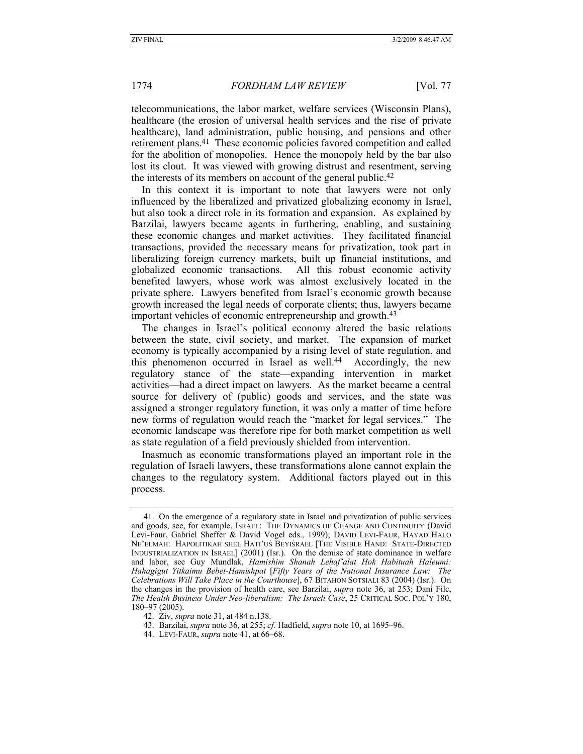telecommunications, the labor market, welfare services (Wisconsin Plans), healthcare (the erosion of universal health services and the rise of private healthcare), land administration, public housing, and pensions and other retirement plans.[41] These economic policies favored competition and called for the abolition of monopolies. Hence the monopoly held by the bar also lost its clout. It was viewed with growing distrust and resentment, serving the interests of its members on account of the general public.[42]

In this context it is important to note that lawyers were not only influenced by the liberalized and privatized globalizing economy in Israel, but also took a direct role in its formation and expansion. As explained by Barzilai, lawyers became agents in furthering, enabling, and sustaining these economic changes and market activities. They facilitated financial transactions, provided the necessary means for privatization, took part in liberalizing foreign currency markets, built up financial institutions, and globalized economic transactions. All this robust economic activity benefited lawyers, whose work was almost exclusively located in the private sphere. Lawyers benefited from Israel's economic growth because growth increased the legal needs of corporate clients; thus, lawyers became important vehicles of economic entrepreneurship and growth.[43]

The changes in Israel's political economy altered the basic relations between the state, civil society, and market. The expansion of market economy is typically accompanied by a rising level of state regulation, and this phenomenon occurred in Israel as well.[44] Accordingly, the new regulatory stance of the state—expanding intervention in market activities—had a direct impact on lawyers. As the market became a central source for delivery of (public) goods and services, and the state was assigned a stronger regulatory function, it was only a matter of time before new forms of regulation would reach the "market for legal services." The economic landscape was therefore ripe for both market competition as well as state regulation of a field previously shielded from intervention.

Inasmuch as economic transformations played an important role in the regulation of Israeli lawyers, these transformations alone cannot explain the changes to the regulatory system. Additional factors played out in this process.

---

41. On the emergence of a regulatory state in Israel and privatization of public services and goods, see, for example, ISRAEL: THE DYNAMICS OF CHANGE AND CONTINUITY (David Levi-Faur, Gabriel Sheffer & David Vogel eds., 1999); DAVID LEVI-FAUR, HAYAD HALO NE'ELMAH: HAPOLITIKAH SHEL HATI'UŚ BEYIŚRAEL [THE VISIBLE HAND: STATE-DIRECTED INDUSTRIALIZATION IN ISRAEL] (2001) (Isr.). On the demise of state dominance in welfare and labor, see Guy Mundlak, *Hamishim Shanah Lehaf'alat Hok Habituah Haleumi: Hahagigut Yitkaimu Bebet-Hamishpat* [*Fifty Years of the National Insurance Law: The Celebrations Will Take Place in the Courthouse*], 67 BITAHON SOTSIALI 83 (2004) (Isr.). On the changes in the provision of health care, see Barzilai, *supra* note 36, at 253; Dani Filc, *The Health Business Under Neo-liberalism: The Israeli Case*, 25 CRITICAL SOC. POL'Y 180, 180–97 (2005).

42. Ziv, *supra* note 31, at 484 n.138.

43. Barzilai, *supra* note 36, at 255; *cf.* Hadfield, *supra* note 10, at 1695–96.

44. LEVI-FAUR, *supra* note 41, at 66–68.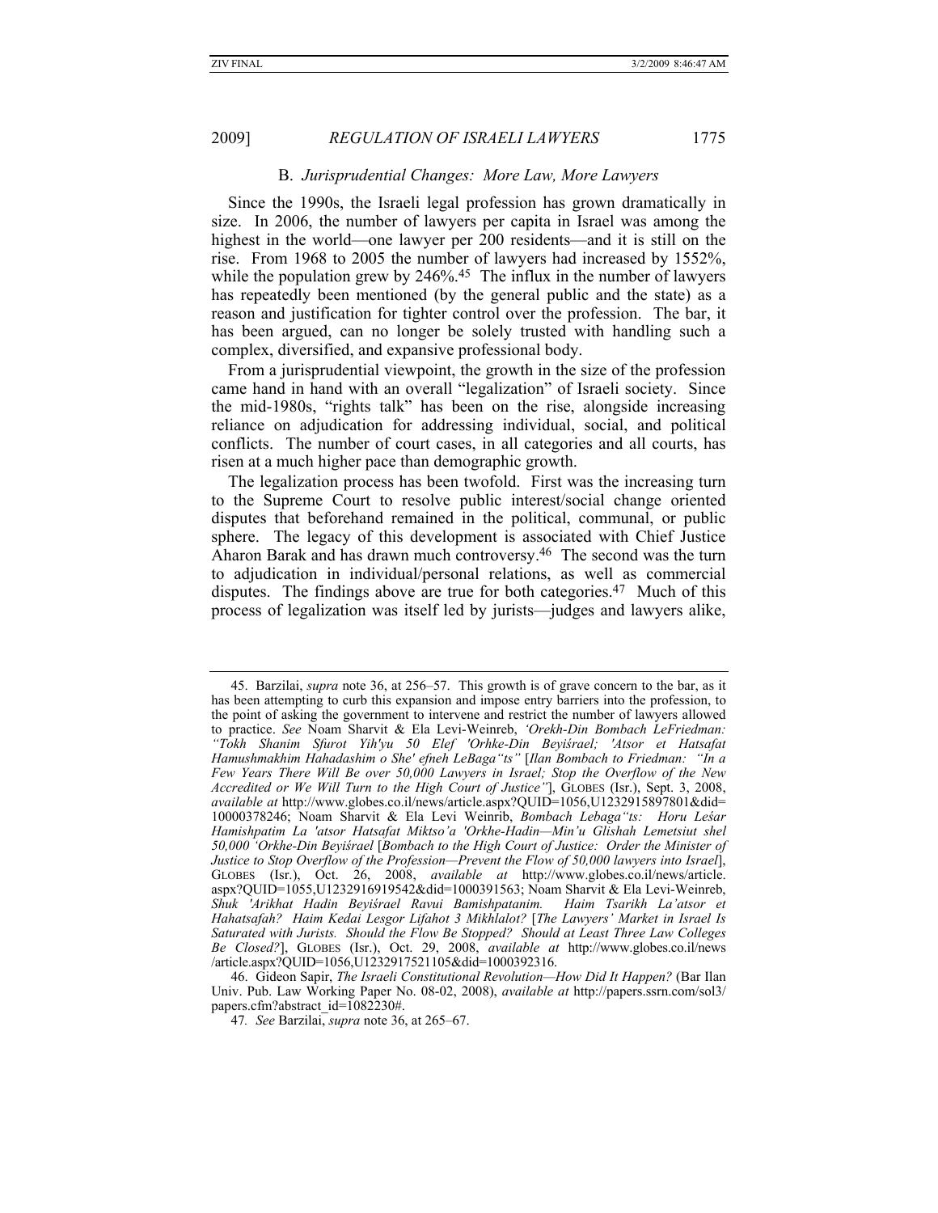### B. *Jurisprudential Changes: More Law, More Lawyers*

Since the 1990s, the Israeli legal profession has grown dramatically in size. In 2006, the number of lawyers per capita in Israel was among the highest in the world—one lawyer per 200 residents—and it is still on the rise. From 1968 to 2005 the number of lawyers had increased by 1552%, while the population grew by 246%.[45] The influx in the number of lawyers has repeatedly been mentioned (by the general public and the state) as a reason and justification for tighter control over the profession. The bar, it has been argued, can no longer be solely trusted with handling such a complex, diversified, and expansive professional body.

From a jurisprudential viewpoint, the growth in the size of the profession came hand in hand with an overall "legalization" of Israeli society. Since the mid-1980s, "rights talk" has been on the rise, alongside increasing reliance on adjudication for addressing individual, social, and political conflicts. The number of court cases, in all categories and all courts, has risen at a much higher pace than demographic growth.

The legalization process has been twofold. First was the increasing turn to the Supreme Court to resolve public interest/social change oriented disputes that beforehand remained in the political, communal, or public sphere. The legacy of this development is associated with Chief Justice Aharon Barak and has drawn much controversy.[46] The second was the turn to adjudication in individual/personal relations, as well as commercial disputes. The findings above are true for both categories.[47] Much of this process of legalization was itself led by jurists—judges and lawyers alike,

---

45. Barzilai, *supra* note 36, at 256–57. This growth is of grave concern to the bar, as it has been attempting to curb this expansion and impose entry barriers into the profession, to the point of asking the government to intervene and restrict the number of lawyers allowed to practice. *See* Noam Sharvit & Ela Levi-Weinreb, *'Orekh-Din Bombach LeFriedman: "Tokh Shanim Sfurot Yih'yu 50 Elef 'Orhke-Din Beyiśrael; 'Atsor et Hatsafat Hamushmakhim Hahadashim o She' efneh LeBaga"ts"* [*Ilan Bombach to Friedman: "In a Few Years There Will Be over 50,000 Lawyers in Israel; Stop the Overflow of the New Accredited or We Will Turn to the High Court of Justice"*], GLOBES (Isr.), Sept. 3, 2008, *available at* http://www.globes.co.il/news/article.aspx?QUID=1056,U1232915897801&did=10000378246; Noam Sharvit & Ela Levi Weinrib, *Bombach Lebaga"ts: Horu Leśar Hamishpatim La 'atsor Hatsafat Miktso'a 'Orkhe-Hadin—Min'u Glishah Lemetsiut shel 50,000 'Orkhe-Din Beyiśrael* [*Bombach to the High Court of Justice: Order the Minister of Justice to Stop Overflow of the Profession—Prevent the Flow of 50,000 lawyers into Israel*], GLOBES (Isr.), Oct. 26, 2008, *available at* http://www.globes.co.il/news/article.aspx?QUID=1055,U1232916919542&did=1000391563; Noam Sharvit & Ela Levi-Weinreb, *Shuk 'Arikhat Hadin Beyiśrael Ravui Bamishpatanim. Haim Tsarikh La'atsor et Hahatsafah? Haim Kedai Lesgor Lifahot 3 Mikhlalot?* [*The Lawyers' Market in Israel Is Saturated with Jurists. Should the Flow Be Stopped? Should at Least Three Law Colleges Be Closed?*], GLOBES (Isr.), Oct. 29, 2008, *available at* http://www.globes.co.il/news/article.aspx?QUID=1056,U1232917521105&did=1000392316.

46. Gideon Sapir, *The Israeli Constitutional Revolution—How Did It Happen?* (Bar Ilan Univ. Pub. Law Working Paper No. 08-02, 2008), *available at* http://papers.ssrn.com/sol3/papers.cfm?abstract_id=1082230#.

47. *See* Barzilai, *supra* note 36, at 265–67.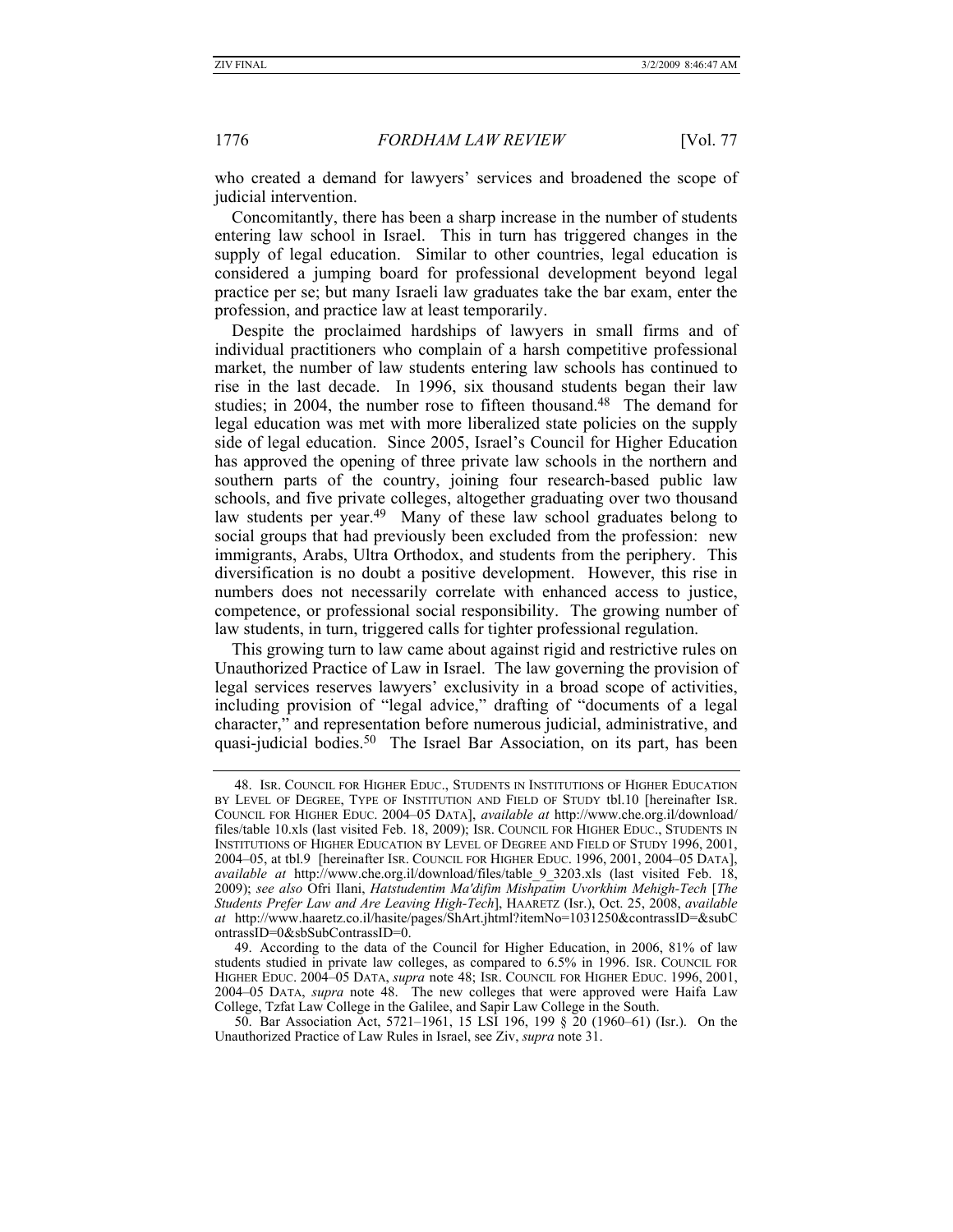who created a demand for lawyers' services and broadened the scope of judicial intervention.

Concomitantly, there has been a sharp increase in the number of students entering law school in Israel. This in turn has triggered changes in the supply of legal education. Similar to other countries, legal education is considered a jumping board for professional development beyond legal practice per se; but many Israeli law graduates take the bar exam, enter the profession, and practice law at least temporarily.

Despite the proclaimed hardships of lawyers in small firms and of individual practitioners who complain of a harsh competitive professional market, the number of law students entering law schools has continued to rise in the last decade. In 1996, six thousand students began their law studies; in 2004, the number rose to fifteen thousand.[48] The demand for legal education was met with more liberalized state policies on the supply side of legal education. Since 2005, Israel's Council for Higher Education has approved the opening of three private law schools in the northern and southern parts of the country, joining four research-based public law schools, and five private colleges, altogether graduating over two thousand law students per year.[49] Many of these law school graduates belong to social groups that had previously been excluded from the profession: new immigrants, Arabs, Ultra Orthodox, and students from the periphery. This diversification is no doubt a positive development. However, this rise in numbers does not necessarily correlate with enhanced access to justice, competence, or professional social responsibility. The growing number of law students, in turn, triggered calls for tighter professional regulation.

This growing turn to law came about against rigid and restrictive rules on Unauthorized Practice of Law in Israel. The law governing the provision of legal services reserves lawyers' exclusivity in a broad scope of activities, including provision of "legal advice," drafting of "documents of a legal character," and representation before numerous judicial, administrative, and quasi-judicial bodies.[50] The Israel Bar Association, on its part, has been

---

48. ISR. COUNCIL FOR HIGHER EDUC., STUDENTS IN INSTITUTIONS OF HIGHER EDUCATION BY LEVEL OF DEGREE, TYPE OF INSTITUTION AND FIELD OF STUDY tbl.10 [hereinafter ISR. COUNCIL FOR HIGHER EDUC. 2004–05 DATA], *available at* http://www.che.org.il/download/files/table 10.xls (last visited Feb. 18, 2009); ISR. COUNCIL FOR HIGHER EDUC., STUDENTS IN INSTITUTIONS OF HIGHER EDUCATION BY LEVEL OF DEGREE AND FIELD OF STUDY 1996, 2001, 2004–05, at tbl.9 [hereinafter ISR. COUNCIL FOR HIGHER EDUC. 1996, 2001, 2004–05 DATA], *available at* http://www.che.org.il/download/files/table_9_3203.xls (last visited Feb. 18, 2009); *see also* Ofri Ilani, *Hatstudentim Ma'difim Mishpatim Uvorkhim Mehigh-Tech* [*The Students Prefer Law and Are Leaving High-Tech*], HAARETZ (Isr.), Oct. 25, 2008, *available at* http://www.haaretz.co.il/hasite/pages/ShArt.jhtml?itemNo=1031250&contrassID=&subContrassID=0&sbSubContrassID=0.

49. According to the data of the Council for Higher Education, in 2006, 81% of law students studied in private law colleges, as compared to 6.5% in 1996. ISR. COUNCIL FOR HIGHER EDUC. 2004–05 DATA, *supra* note 48; ISR. COUNCIL FOR HIGHER EDUC. 1996, 2001, 2004–05 DATA, *supra* note 48. The new colleges that were approved were Haifa Law College, Tzfat Law College in the Galilee, and Sapir Law College in the South.

50. Bar Association Act, 5721–1961, 15 LSI 196, 199 § 20 (1960–61) (Isr.). On the Unauthorized Practice of Law Rules in Israel, see Ziv, *supra* note 31.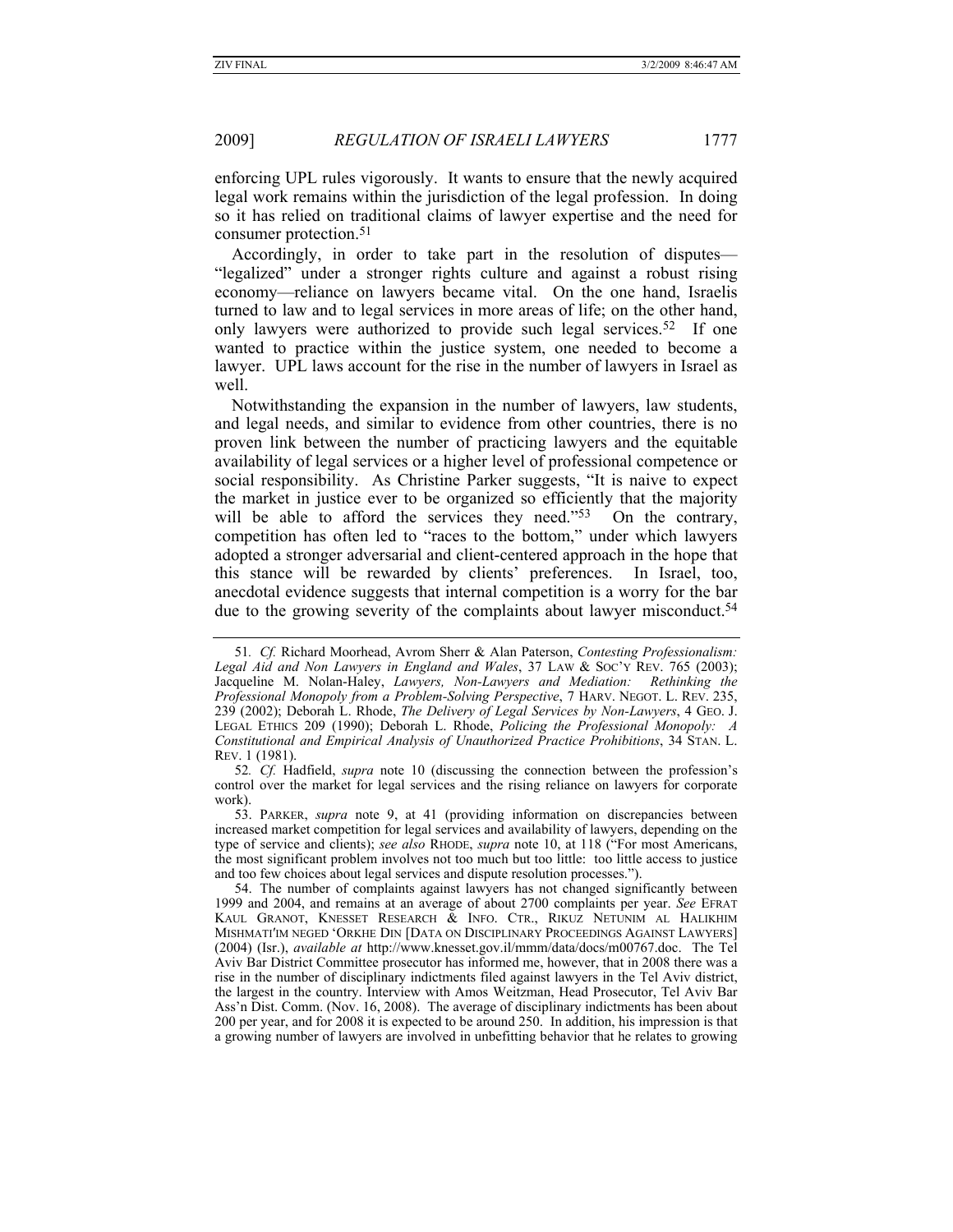enforcing UPL rules vigorously. It wants to ensure that the newly acquired legal work remains within the jurisdiction of the legal profession. In doing so it has relied on traditional claims of lawyer expertise and the need for consumer protection.[51]

Accordingly, in order to take part in the resolution of disputes—"legalized" under a stronger rights culture and against a robust rising economy—reliance on lawyers became vital. On the one hand, Israelis turned to law and to legal services in more areas of life; on the other hand, only lawyers were authorized to provide such legal services.[52] If one wanted to practice within the justice system, one needed to become a lawyer. UPL laws account for the rise in the number of lawyers in Israel as well.

Notwithstanding the expansion in the number of lawyers, law students, and legal needs, and similar to evidence from other countries, there is no proven link between the number of practicing lawyers and the equitable availability of legal services or a higher level of professional competence or social responsibility. As Christine Parker suggests, "It is naive to expect the market in justice ever to be organized so efficiently that the majority will be able to afford the services they need."[53] On the contrary, competition has often led to "races to the bottom," under which lawyers adopted a stronger adversarial and client-centered approach in the hope that this stance will be rewarded by clients' preferences. In Israel, too, anecdotal evidence suggests that internal competition is a worry for the bar due to the growing severity of the complaints about lawyer misconduct.[54]

---

51. *Cf.* Richard Moorhead, Avrom Sherr & Alan Paterson, *Contesting Professionalism: Legal Aid and Non Lawyers in England and Wales*, 37 LAW & SOC'Y REV. 765 (2003); Jacqueline M. Nolan-Haley, *Lawyers, Non-Lawyers and Mediation: Rethinking the Professional Monopoly from a Problem-Solving Perspective*, 7 HARV. NEGOT. L. REV. 235, 239 (2002); Deborah L. Rhode, *The Delivery of Legal Services by Non-Lawyers*, 4 GEO. J. LEGAL ETHICS 209 (1990); Deborah L. Rhode, *Policing the Professional Monopoly: A Constitutional and Empirical Analysis of Unauthorized Practice Prohibitions*, 34 STAN. L. REV. 1 (1981).

52. *Cf.* Hadfield, *supra* note 10 (discussing the connection between the profession's control over the market for legal services and the rising reliance on lawyers for corporate work).

53. PARKER, *supra* note 9, at 41 (providing information on discrepancies between increased market competition for legal services and availability of lawyers, depending on the type of service and clients); *see also* RHODE, *supra* note 10, at 118 ("For most Americans, the most significant problem involves not too much but too little: too little access to justice and too few choices about legal services and dispute resolution processes.").

54. The number of complaints against lawyers has not changed significantly between 1999 and 2004, and remains at an average of about 2700 complaints per year. *See* EFRAT KAUL GRANOT, KNESSET RESEARCH & INFO. CTR., RIKUZ NETUNIM AL HALIKHIM MISHMATI'IM NEGED 'ORKHE DIN [DATA ON DISCIPLINARY PROCEEDINGS AGAINST LAWYERS] (2004) (Isr.), *available at* http://www.knesset.gov.il/mmm/data/docs/m00767.doc. The Tel Aviv Bar District Committee prosecutor has informed me, however, that in 2008 there was a rise in the number of disciplinary indictments filed against lawyers in the Tel Aviv district, the largest in the country. Interview with Amos Weitzman, Head Prosecutor, Tel Aviv Bar Ass'n Dist. Comm. (Nov. 16, 2008). The average of disciplinary indictments has been about 200 per year, and for 2008 it is expected to be around 250. In addition, his impression is that a growing number of lawyers are involved in unbefitting behavior that he relates to growing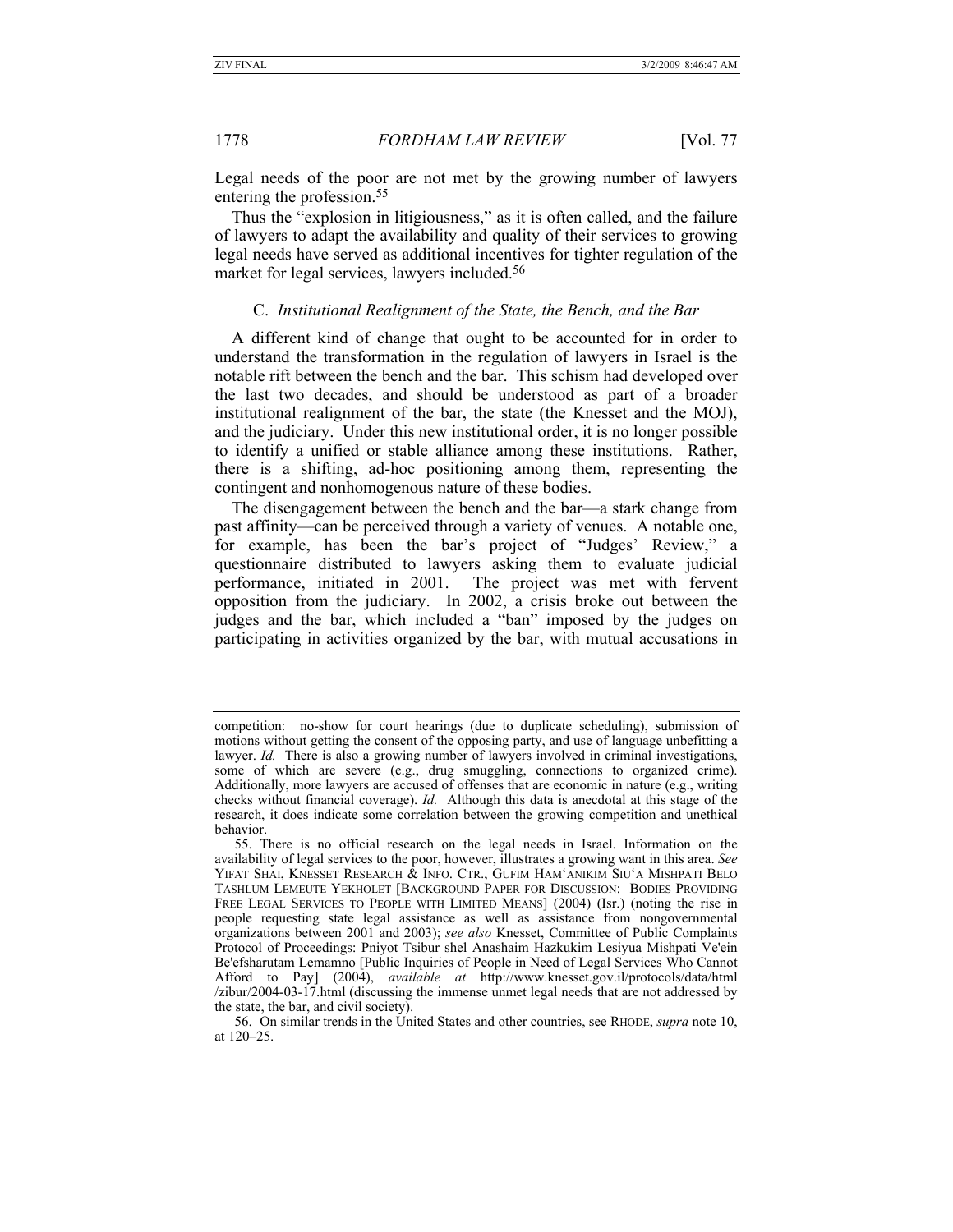Legal needs of the poor are not met by the growing number of lawyers entering the profession.[55]

Thus the "explosion in litigiousness," as it is often called, and the failure of lawyers to adapt the availability and quality of their services to growing legal needs have served as additional incentives for tighter regulation of the market for legal services, lawyers included.[56]

### C. *Institutional Realignment of the State, the Bench, and the Bar*

A different kind of change that ought to be accounted for in order to understand the transformation in the regulation of lawyers in Israel is the notable rift between the bench and the bar. This schism had developed over the last two decades, and should be understood as part of a broader institutional realignment of the bar, the state (the Knesset and the MOJ), and the judiciary. Under this new institutional order, it is no longer possible to identify a unified or stable alliance among these institutions. Rather, there is a shifting, ad-hoc positioning among them, representing the contingent and nonhomogenous nature of these bodies.

The disengagement between the bench and the bar—a stark change from past affinity—can be perceived through a variety of venues. A notable one, for example, has been the bar's project of "Judges' Review," a questionnaire distributed to lawyers asking them to evaluate judicial performance, initiated in 2001. The project was met with fervent opposition from the judiciary. In 2002, a crisis broke out between the judges and the bar, which included a "ban" imposed by the judges on participating in activities organized by the bar, with mutual accusations in

---

competition: no-show for court hearings (due to duplicate scheduling), submission of motions without getting the consent of the opposing party, and use of language unbefitting a lawyer. *Id.* There is also a growing number of lawyers involved in criminal investigations, some of which are severe (e.g., drug smuggling, connections to organized crime). Additionally, more lawyers are accused of offenses that are economic in nature (e.g., writing checks without financial coverage). *Id.* Although this data is anecdotal at this stage of the research, it does indicate some correlation between the growing competition and unethical behavior.

55. There is no official research on the legal needs in Israel. Information on the availability of legal services to the poor, however, illustrates a growing want in this area. *See* YIFAT SHAI, KNESSET RESEARCH & INFO. CTR., GUFIM HAM'ANIKIM SIU'A MISHPATI BELO TASHLUM LEMEUTE YEKHOLET [BACKGROUND PAPER FOR DISCUSSION: BODIES PROVIDING FREE LEGAL SERVICES TO PEOPLE WITH LIMITED MEANS] (2004) (Isr.) (noting the rise in people requesting state legal assistance as well as assistance from nongovernmental organizations between 2001 and 2003); *see also* Knesset, Committee of Public Complaints Protocol of Proceedings: Pniyot Tsibur shel Anashaim Hazkukim Lesiyua Mishpati Ve'ein Be'efsharutam Lemamno [Public Inquiries of People in Need of Legal Services Who Cannot Afford to Pay] (2004), *available at* http://www.knesset.gov.il/protocols/data/html/zibur/2004-03-17.html (discussing the immense unmet legal needs that are not addressed by the state, the bar, and civil society).

56. On similar trends in the United States and other countries, see RHODE, *supra* note 10, at 120–25.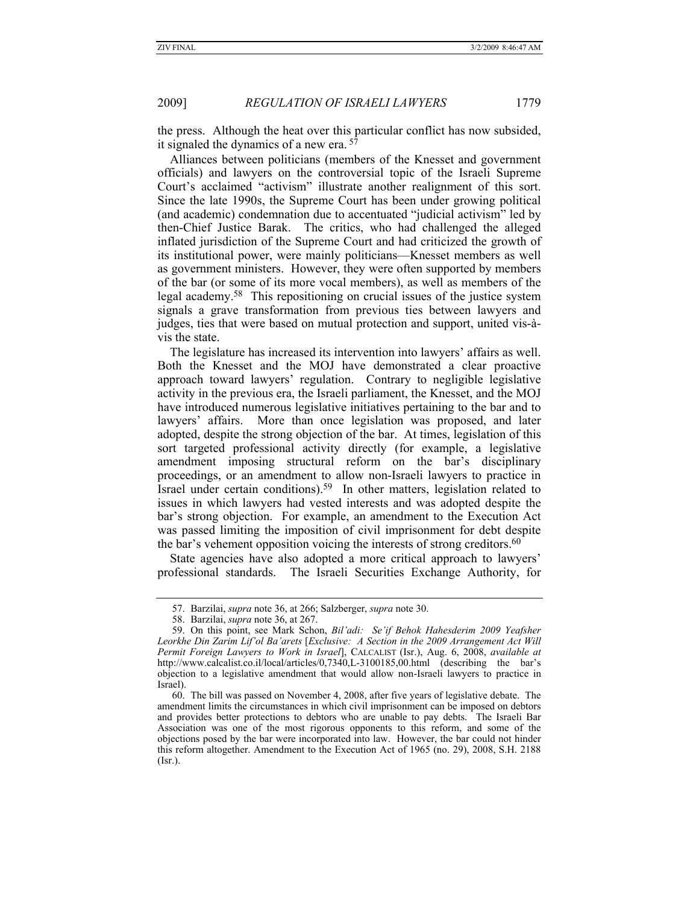the press. Although the heat over this particular conflict has now subsided, it signaled the dynamics of a new era. [57]

Alliances between politicians (members of the Knesset and government officials) and lawyers on the controversial topic of the Israeli Supreme Court's acclaimed "activism" illustrate another realignment of this sort. Since the late 1990s, the Supreme Court has been under growing political (and academic) condemnation due to accentuated "judicial activism" led by then-Chief Justice Barak. The critics, who had challenged the alleged inflated jurisdiction of the Supreme Court and had criticized the growth of its institutional power, were mainly politicians—Knesset members as well as government ministers. However, they were often supported by members of the bar (or some of its more vocal members), as well as members of the legal academy.[58] This repositioning on crucial issues of the justice system signals a grave transformation from previous ties between lawyers and judges, ties that were based on mutual protection and support, united vis-à-vis the state.

The legislature has increased its intervention into lawyers' affairs as well. Both the Knesset and the MOJ have demonstrated a clear proactive approach toward lawyers' regulation. Contrary to negligible legislative activity in the previous era, the Israeli parliament, the Knesset, and the MOJ have introduced numerous legislative initiatives pertaining to the bar and to lawyers' affairs. More than once legislation was proposed, and later adopted, despite the strong objection of the bar. At times, legislation of this sort targeted professional activity directly (for example, a legislative amendment imposing structural reform on the bar's disciplinary proceedings, or an amendment to allow non-Israeli lawyers to practice in Israel under certain conditions).[59] In other matters, legislation related to issues in which lawyers had vested interests and was adopted despite the bar's strong objection. For example, an amendment to the Execution Act was passed limiting the imposition of civil imprisonment for debt despite the bar's vehement opposition voicing the interests of strong creditors.[60]

State agencies have also adopted a more critical approach to lawyers' professional standards. The Israeli Securities Exchange Authority, for

---

57. Barzilai, *supra* note 36, at 266; Salzberger, *supra* note 30.

58. Barzilai, *supra* note 36, at 267.

59. On this point, see Mark Schon, *Bil'adi: Se'if Behok Hahesderim 2009 Yeafsher Leorkhe Din Zarim Lif'ol Ba'arets* [*Exclusive: A Section in the 2009 Arrangement Act Will Permit Foreign Lawyers to Work in Israel*], CALCALIST (Isr.), Aug. 6, 2008, *available at* http://www.calcalist.co.il/local/articles/0,7340,L-3100185,00.html (describing the bar's objection to a legislative amendment that would allow non-Israeli lawyers to practice in Israel).

60. The bill was passed on November 4, 2008, after five years of legislative debate. The amendment limits the circumstances in which civil imprisonment can be imposed on debtors and provides better protections to debtors who are unable to pay debts. The Israeli Bar Association was one of the most rigorous opponents to this reform, and some of the objections posed by the bar were incorporated into law. However, the bar could not hinder this reform altogether. Amendment to the Execution Act of 1965 (no. 29), 2008, S.H. 2188 (Isr.).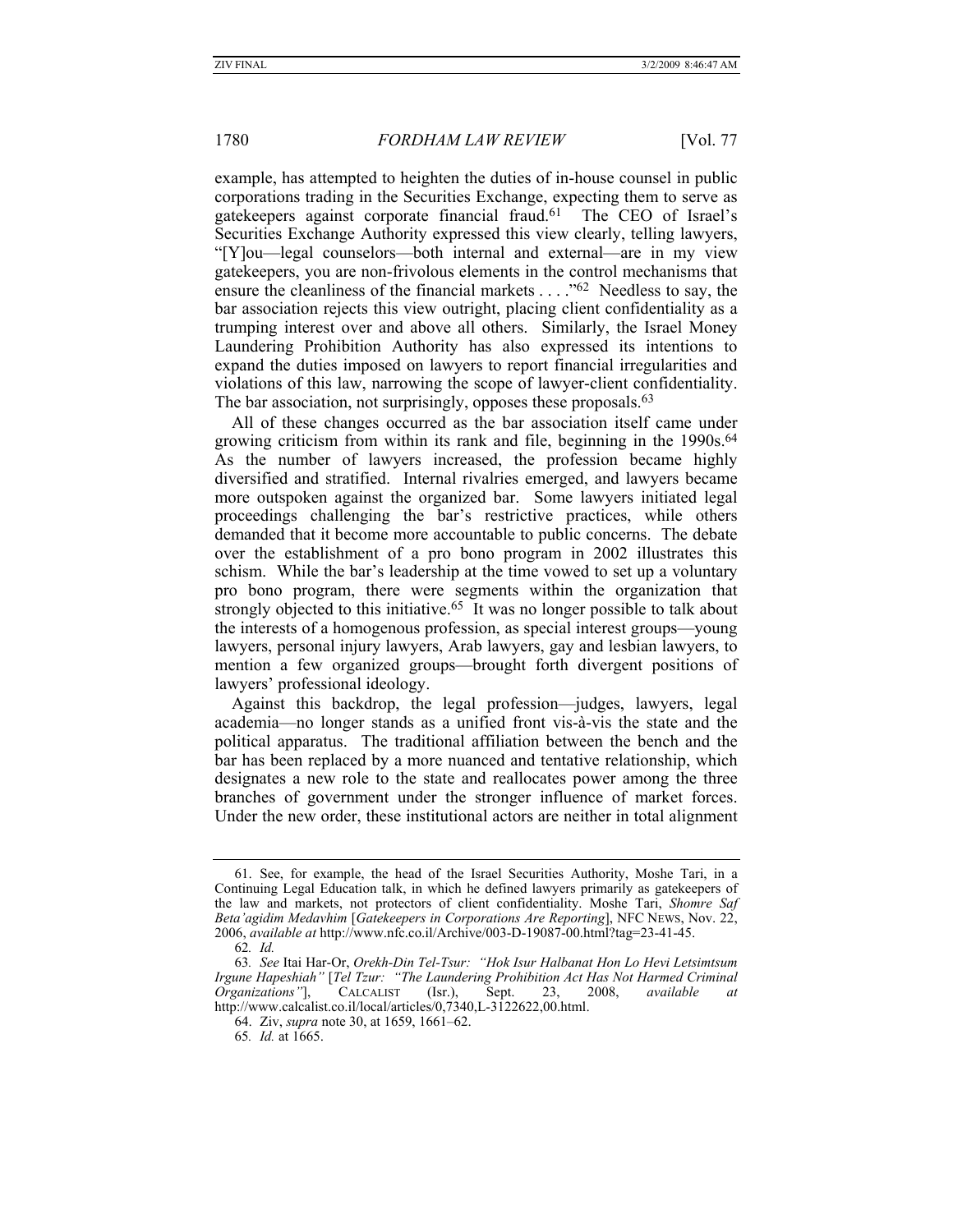example, has attempted to heighten the duties of in-house counsel in public corporations trading in the Securities Exchange, expecting them to serve as gatekeepers against corporate financial fraud.[61] The CEO of Israel's Securities Exchange Authority expressed this view clearly, telling lawyers, "[Y]ou—legal counselors—both internal and external—are in my view gatekeepers, you are non-frivolous elements in the control mechanisms that ensure the cleanliness of the financial markets . . . ."[62] Needless to say, the bar association rejects this view outright, placing client confidentiality as a trumping interest over and above all others. Similarly, the Israel Money Laundering Prohibition Authority has also expressed its intentions to expand the duties imposed on lawyers to report financial irregularities and violations of this law, narrowing the scope of lawyer-client confidentiality. The bar association, not surprisingly, opposes these proposals.[63]

All of these changes occurred as the bar association itself came under growing criticism from within its rank and file, beginning in the 1990s.[64] As the number of lawyers increased, the profession became highly diversified and stratified. Internal rivalries emerged, and lawyers became more outspoken against the organized bar. Some lawyers initiated legal proceedings challenging the bar's restrictive practices, while others demanded that it become more accountable to public concerns. The debate over the establishment of a pro bono program in 2002 illustrates this schism. While the bar's leadership at the time vowed to set up a voluntary pro bono program, there were segments within the organization that strongly objected to this initiative.[65] It was no longer possible to talk about the interests of a homogenous profession, as special interest groups—young lawyers, personal injury lawyers, Arab lawyers, gay and lesbian lawyers, to mention a few organized groups—brought forth divergent positions of lawyers' professional ideology.

Against this backdrop, the legal profession—judges, lawyers, legal academia—no longer stands as a unified front vis-à-vis the state and the political apparatus. The traditional affiliation between the bench and the bar has been replaced by a more nuanced and tentative relationship, which designates a new role to the state and reallocates power among the three branches of government under the stronger influence of market forces. Under the new order, these institutional actors are neither in total alignment

---

61. See, for example, the head of the Israel Securities Authority, Moshe Tari, in a Continuing Legal Education talk, in which he defined lawyers primarily as gatekeepers of the law and markets, not protectors of client confidentiality. Moshe Tari, *Shomre Saf Beta'agidim Medavhim* [*Gatekeepers in Corporations Are Reporting*], NFC NEWS, Nov. 22, 2006, *available at* http://www.nfc.co.il/Archive/003-D-19087-00.html?tag=23-41-45.

62. *Id.*

63. *See* Itai Har-Or, *Orekh-Din Tel-Tsur: "Hok Isur Halbanat Hon Lo Hevi Letsimtsum Irgune Hapeshiah"* [*Tel Tzur: "The Laundering Prohibition Act Has Not Harmed Criminal Organizations"*], CALCALIST (Isr.), Sept. 23, 2008, *available at* http://www.calcalist.co.il/local/articles/0,7340,L-3122622,00.html.

64. Ziv, *supra* note 30, at 1659, 1661–62.

65. *Id.* at 1665.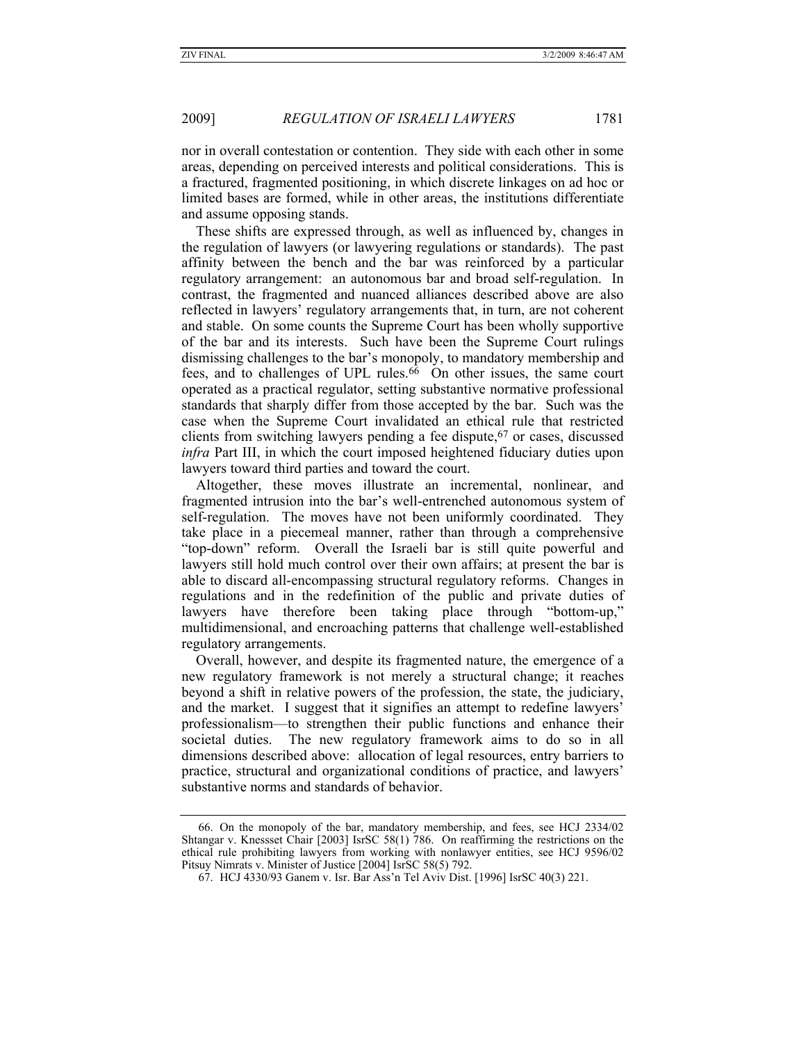nor in overall contestation or contention. They side with each other in some areas, depending on perceived interests and political considerations. This is a fractured, fragmented positioning, in which discrete linkages on ad hoc or limited bases are formed, while in other areas, the institutions differentiate and assume opposing stands.

These shifts are expressed through, as well as influenced by, changes in the regulation of lawyers (or lawyering regulations or standards). The past affinity between the bench and the bar was reinforced by a particular regulatory arrangement: an autonomous bar and broad self-regulation. In contrast, the fragmented and nuanced alliances described above are also reflected in lawyers' regulatory arrangements that, in turn, are not coherent and stable. On some counts the Supreme Court has been wholly supportive of the bar and its interests. Such have been the Supreme Court rulings dismissing challenges to the bar's monopoly, to mandatory membership and fees, and to challenges of UPL rules.[66] On other issues, the same court operated as a practical regulator, setting substantive normative professional standards that sharply differ from those accepted by the bar. Such was the case when the Supreme Court invalidated an ethical rule that restricted clients from switching lawyers pending a fee dispute,[67] or cases, discussed *infra* Part III, in which the court imposed heightened fiduciary duties upon lawyers toward third parties and toward the court.

Altogether, these moves illustrate an incremental, nonlinear, and fragmented intrusion into the bar's well-entrenched autonomous system of self-regulation. The moves have not been uniformly coordinated. They take place in a piecemeal manner, rather than through a comprehensive "top-down" reform. Overall the Israeli bar is still quite powerful and lawyers still hold much control over their own affairs; at present the bar is able to discard all-encompassing structural regulatory reforms. Changes in regulations and in the redefinition of the public and private duties of lawyers have therefore been taking place through "bottom-up," multidimensional, and encroaching patterns that challenge well-established regulatory arrangements.

Overall, however, and despite its fragmented nature, the emergence of a new regulatory framework is not merely a structural change; it reaches beyond a shift in relative powers of the profession, the state, the judiciary, and the market. I suggest that it signifies an attempt to redefine lawyers' professionalism—to strengthen their public functions and enhance their societal duties. The new regulatory framework aims to do so in all dimensions described above: allocation of legal resources, entry barriers to practice, structural and organizational conditions of practice, and lawyers' substantive norms and standards of behavior.

---

66. On the monopoly of the bar, mandatory membership, and fees, see HCJ 2334/02 Shtangar v. Knessset Chair [2003] IsrSC 58(1) 786. On reaffirming the restrictions on the ethical rule prohibiting lawyers from working with nonlawyer entities, see HCJ 9596/02 Pitsuy Nimrats v. Minister of Justice [2004] IsrSC 58(5) 792.

67. HCJ 4330/93 Ganem v. Isr. Bar Ass'n Tel Aviv Dist. [1996] IsrSC 40(3) 221.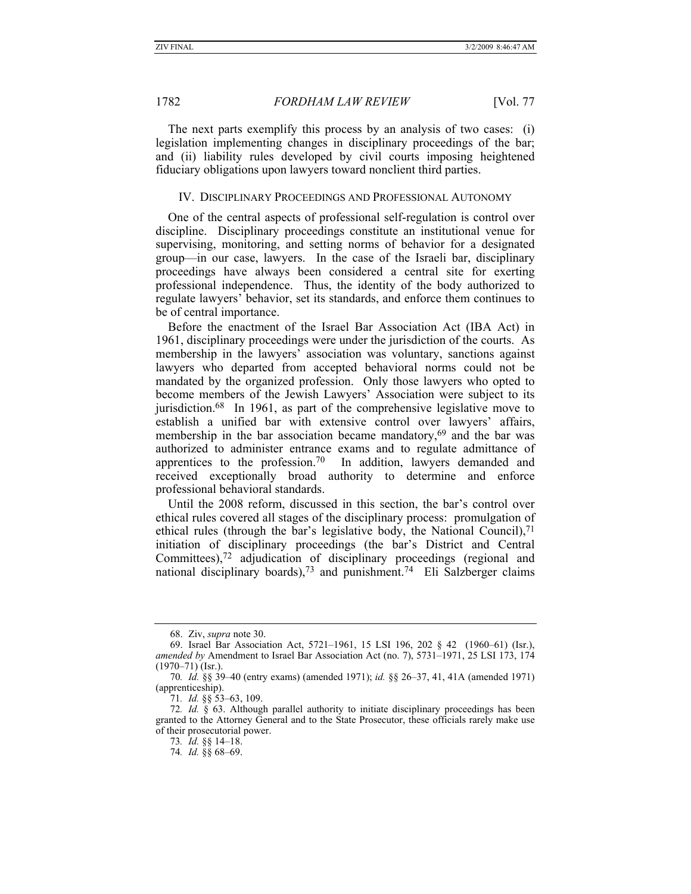The next parts exemplify this process by an analysis of two cases: (i) legislation implementing changes in disciplinary proceedings of the bar; and (ii) liability rules developed by civil courts imposing heightened fiduciary obligations upon lawyers toward nonclient third parties.

## IV. DISCIPLINARY PROCEEDINGS AND PROFESSIONAL AUTONOMY

One of the central aspects of professional self-regulation is control over discipline. Disciplinary proceedings constitute an institutional venue for supervising, monitoring, and setting norms of behavior for a designated group—in our case, lawyers. In the case of the Israeli bar, disciplinary proceedings have always been considered a central site for exerting professional independence. Thus, the identity of the body authorized to regulate lawyers' behavior, set its standards, and enforce them continues to be of central importance.

Before the enactment of the Israel Bar Association Act (IBA Act) in 1961, disciplinary proceedings were under the jurisdiction of the courts. As membership in the lawyers' association was voluntary, sanctions against lawyers who departed from accepted behavioral norms could not be mandated by the organized profession. Only those lawyers who opted to become members of the Jewish Lawyers' Association were subject to its jurisdiction.[68] In 1961, as part of the comprehensive legislative move to establish a unified bar with extensive control over lawyers' affairs, membership in the bar association became mandatory,[69] and the bar was authorized to administer entrance exams and to regulate admittance of apprentices to the profession.[70] In addition, lawyers demanded and received exceptionally broad authority to determine and enforce professional behavioral standards.

Until the 2008 reform, discussed in this section, the bar's control over ethical rules covered all stages of the disciplinary process: promulgation of ethical rules (through the bar's legislative body, the National Council),[71] initiation of disciplinary proceedings (the bar's District and Central Committees),[72] adjudication of disciplinary proceedings (regional and national disciplinary boards),[73] and punishment.[74] Eli Salzberger claims

---

68. Ziv, *supra* note 30.

69. Israel Bar Association Act, 5721–1961, 15 LSI 196, 202 § 42 (1960–61) (Isr.), *amended by* Amendment to Israel Bar Association Act (no. 7), 5731–1971, 25 LSI 173, 174 (1970–71) (Isr.).

70. *Id.* §§ 39–40 (entry exams) (amended 1971); *id.* §§ 26–37, 41, 41A (amended 1971) (apprenticeship).

71. *Id.* §§ 53–63, 109.

72. *Id.* § 63. Although parallel authority to initiate disciplinary proceedings has been granted to the Attorney General and to the State Prosecutor, these officials rarely make use of their prosecutorial power.

73. *Id.* §§ 14–18.

74. *Id.* §§ 68–69.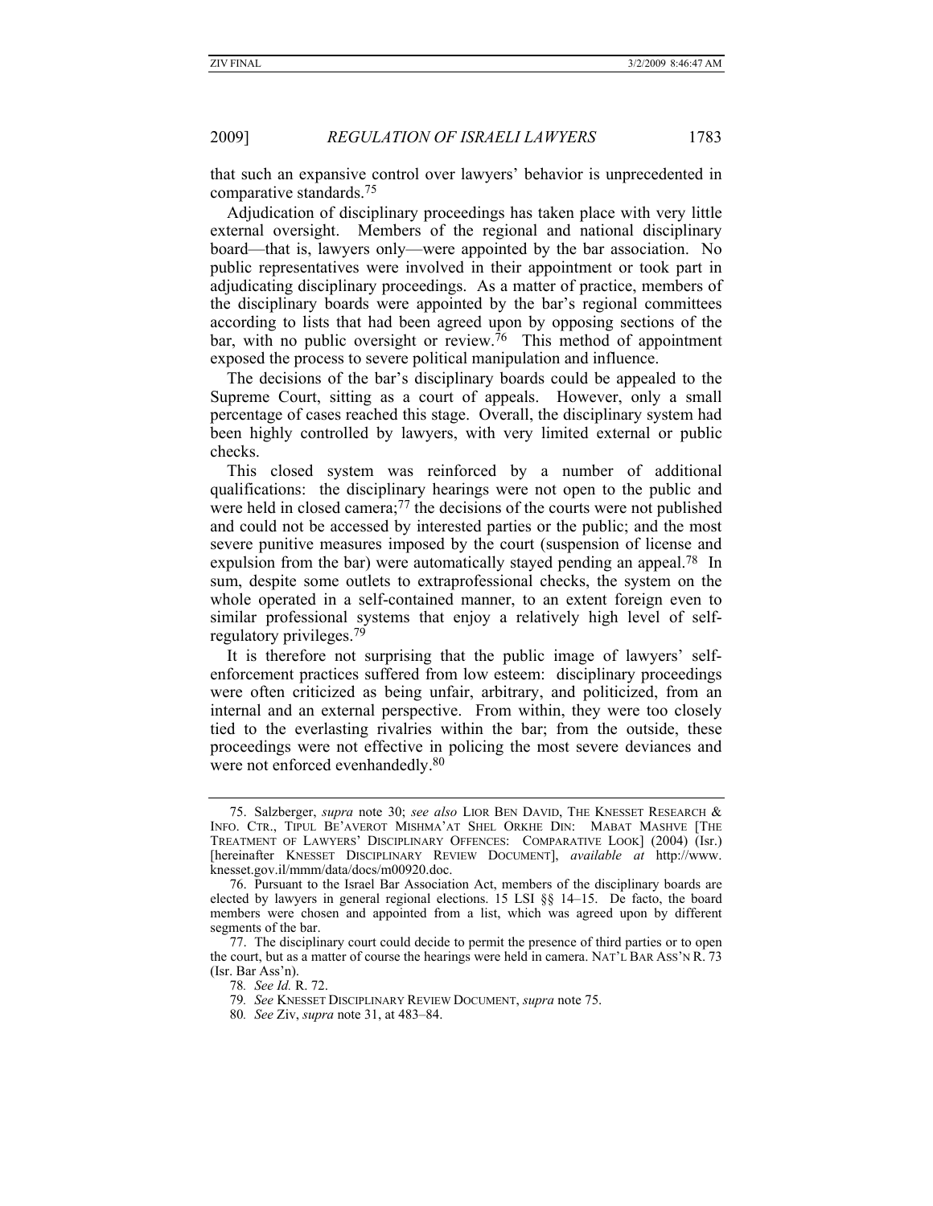that such an expansive control over lawyers' behavior is unprecedented in comparative standards.[75]

Adjudication of disciplinary proceedings has taken place with very little external oversight. Members of the regional and national disciplinary board—that is, lawyers only—were appointed by the bar association. No public representatives were involved in their appointment or took part in adjudicating disciplinary proceedings. As a matter of practice, members of the disciplinary boards were appointed by the bar's regional committees according to lists that had been agreed upon by opposing sections of the bar, with no public oversight or review.[76] This method of appointment exposed the process to severe political manipulation and influence.

The decisions of the bar's disciplinary boards could be appealed to the Supreme Court, sitting as a court of appeals. However, only a small percentage of cases reached this stage. Overall, the disciplinary system had been highly controlled by lawyers, with very limited external or public checks.

This closed system was reinforced by a number of additional qualifications: the disciplinary hearings were not open to the public and were held in closed camera;[77] the decisions of the courts were not published and could not be accessed by interested parties or the public; and the most severe punitive measures imposed by the court (suspension of license and expulsion from the bar) were automatically stayed pending an appeal.[78] In sum, despite some outlets to extraprofessional checks, the system on the whole operated in a self-contained manner, to an extent foreign even to similar professional systems that enjoy a relatively high level of self-regulatory privileges.[79]

It is therefore not surprising that the public image of lawyers' self-enforcement practices suffered from low esteem: disciplinary proceedings were often criticized as being unfair, arbitrary, and politicized, from an internal and an external perspective. From within, they were too closely tied to the everlasting rivalries within the bar; from the outside, these proceedings were not effective in policing the most severe deviances and were not enforced evenhandedly.[80]

---

75. Salzberger, *supra* note 30; *see also* LIOR BEN DAVID, THE KNESSET RESEARCH & INFO. CTR., TIPUL BE'AVEROT MISHMA'AT SHEL ORKHE DIN: MABAT MASHVE [THE TREATMENT OF LAWYERS' DISCIPLINARY OFFENCES: COMPARATIVE LOOK] (2004) (Isr.) [hereinafter KNESSET DISCIPLINARY REVIEW DOCUMENT], *available at* http://www.knesset.gov.il/mmm/data/docs/m00920.doc.

76. Pursuant to the Israel Bar Association Act, members of the disciplinary boards are elected by lawyers in general regional elections. 15 LSI §§ 14–15. De facto, the board members were chosen and appointed from a list, which was agreed upon by different segments of the bar.

77. The disciplinary court could decide to permit the presence of third parties or to open the court, but as a matter of course the hearings were held in camera. NAT'L BAR ASS'N R. 73 (Isr. Bar Ass'n).

78. *See Id.* R. 72.

79. *See* KNESSET DISCIPLINARY REVIEW DOCUMENT, *supra* note 75.

80. *See* Ziv, *supra* note 31, at 483–84.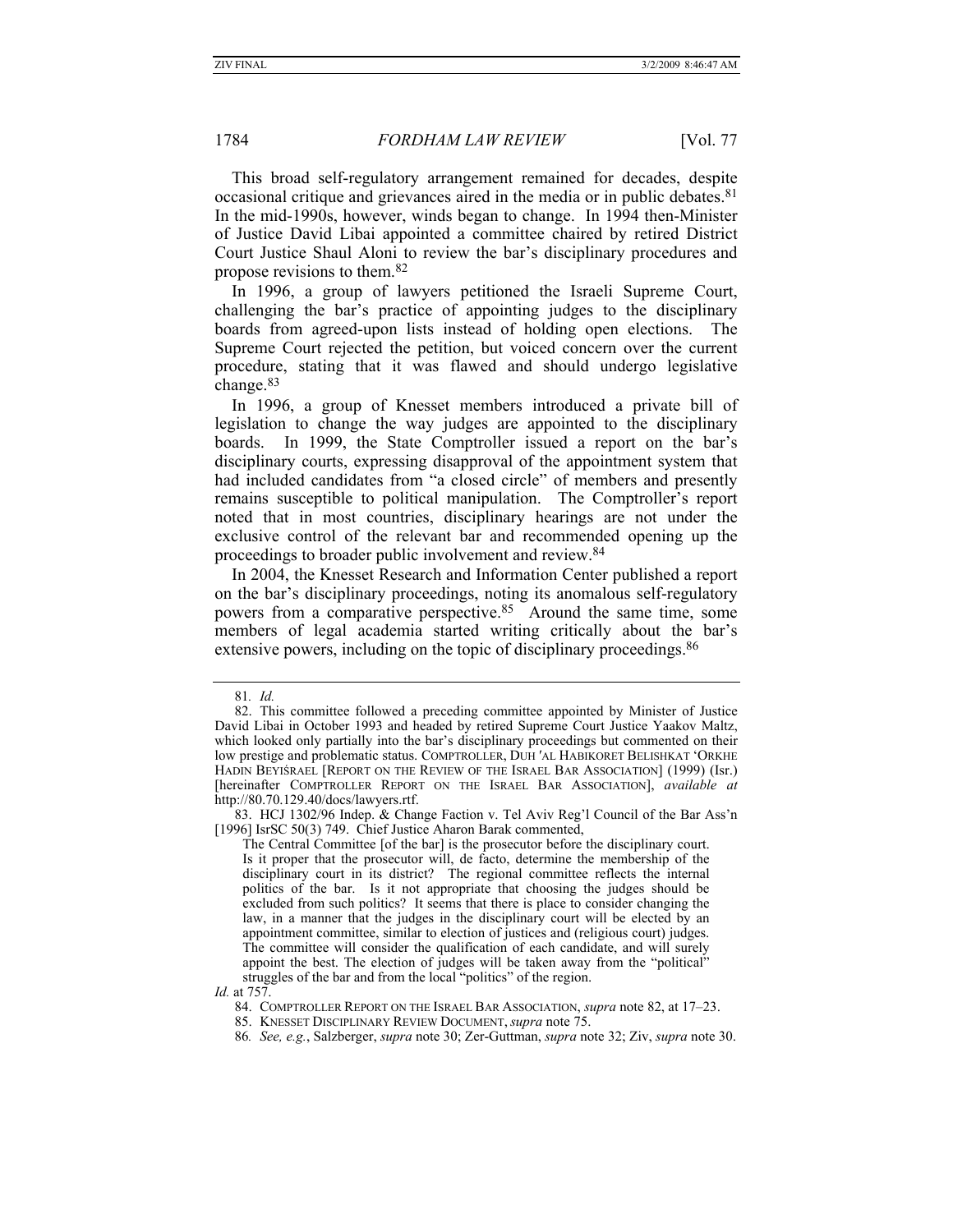This broad self-regulatory arrangement remained for decades, despite occasional critique and grievances aired in the media or in public debates.[81] In the mid-1990s, however, winds began to change. In 1994 then-Minister of Justice David Libai appointed a committee chaired by retired District Court Justice Shaul Aloni to review the bar's disciplinary procedures and propose revisions to them.[82]

In 1996, a group of lawyers petitioned the Israeli Supreme Court, challenging the bar's practice of appointing judges to the disciplinary boards from agreed-upon lists instead of holding open elections. The Supreme Court rejected the petition, but voiced concern over the current procedure, stating that it was flawed and should undergo legislative change.[83]

In 1996, a group of Knesset members introduced a private bill of legislation to change the way judges are appointed to the disciplinary boards. In 1999, the State Comptroller issued a report on the bar's disciplinary courts, expressing disapproval of the appointment system that had included candidates from "a closed circle" of members and presently remains susceptible to political manipulation. The Comptroller's report noted that in most countries, disciplinary hearings are not under the exclusive control of the relevant bar and recommended opening up the proceedings to broader public involvement and review.[84]

In 2004, the Knesset Research and Information Center published a report on the bar's disciplinary proceedings, noting its anomalous self-regulatory powers from a comparative perspective.[85] Around the same time, some members of legal academia started writing critically about the bar's extensive powers, including on the topic of disciplinary proceedings.[86]

---

81. *Id.*

82. This committee followed a preceding committee appointed by Minister of Justice David Libai in October 1993 and headed by retired Supreme Court Justice Yaakov Maltz, which looked only partially into the bar's disciplinary proceedings but commented on their low prestige and problematic status. COMPTROLLER, DUH 'AL HABIKORET BELISHKAT 'ORKHE HADIN BEYIŚRAEL [REPORT ON THE REVIEW OF THE ISRAEL BAR ASSOCIATION] (1999) (Isr.) [hereinafter COMPTROLLER REPORT ON THE ISRAEL BAR ASSOCIATION], *available at* http://80.70.129.40/docs/lawyers.rtf.

83. HCJ 1302/96 Indep. & Change Faction v. Tel Aviv Reg'l Council of the Bar Ass'n [1996] IsrSC 50(3) 749. Chief Justice Aharon Barak commented,

> The Central Committee [of the bar] is the prosecutor before the disciplinary court. Is it proper that the prosecutor will, de facto, determine the membership of the disciplinary court in its district? The regional committee reflects the internal politics of the bar. Is it not appropriate that choosing the judges should be excluded from such politics? It seems that there is place to consider changing the law, in a manner that the judges in the disciplinary court will be elected by an appointment committee, similar to election of justices and (religious court) judges. The committee will consider the qualification of each candidate, and will surely appoint the best. The election of judges will be taken away from the "political" struggles of the bar and from the local "politics" of the region.

*Id.* at 757.

84. COMPTROLLER REPORT ON THE ISRAEL BAR ASSOCIATION, *supra* note 82, at 17–23.

85. KNESSET DISCIPLINARY REVIEW DOCUMENT, *supra* note 75.

86. *See, e.g.*, Salzberger, *supra* note 30; Zer-Guttman, *supra* note 32; Ziv, *supra* note 30.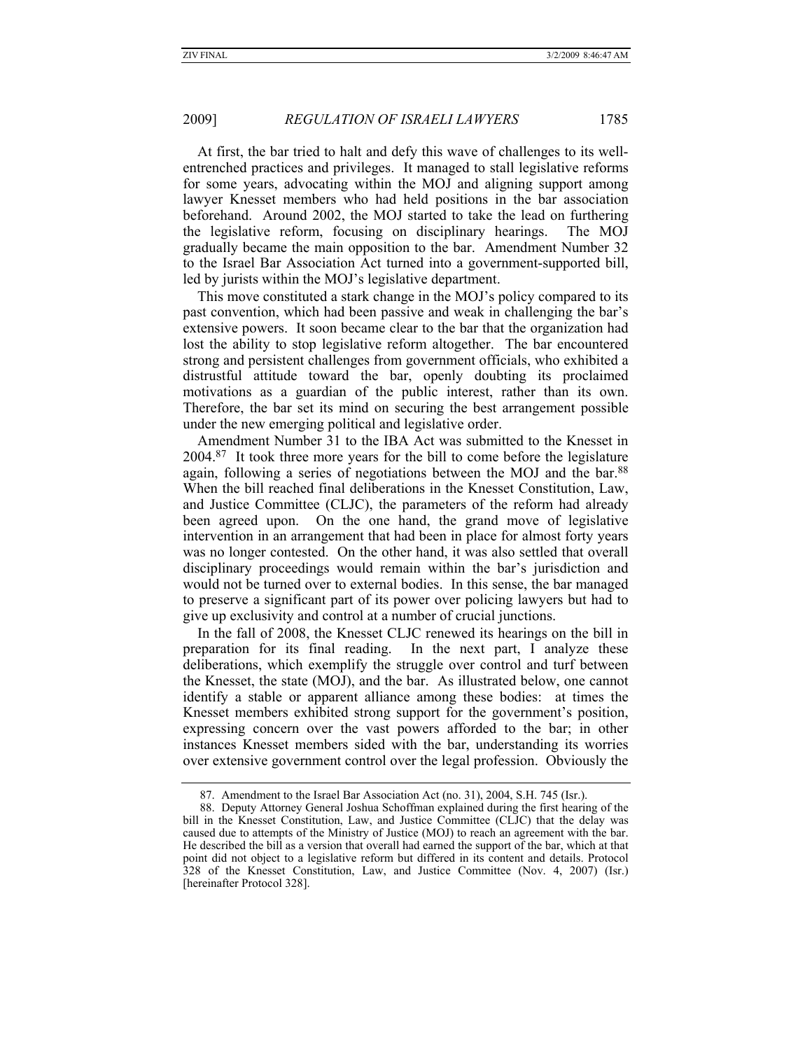At first, the bar tried to halt and defy this wave of challenges to its well-entrenched practices and privileges. It managed to stall legislative reforms for some years, advocating within the MOJ and aligning support among lawyer Knesset members who had held positions in the bar association beforehand. Around 2002, the MOJ started to take the lead on furthering the legislative reform, focusing on disciplinary hearings. The MOJ gradually became the main opposition to the bar. Amendment Number 32 to the Israel Bar Association Act turned into a government-supported bill, led by jurists within the MOJ's legislative department.

This move constituted a stark change in the MOJ's policy compared to its past convention, which had been passive and weak in challenging the bar's extensive powers. It soon became clear to the bar that the organization had lost the ability to stop legislative reform altogether. The bar encountered strong and persistent challenges from government officials, who exhibited a distrustful attitude toward the bar, openly doubting its proclaimed motivations as a guardian of the public interest, rather than its own. Therefore, the bar set its mind on securing the best arrangement possible under the new emerging political and legislative order.

Amendment Number 31 to the IBA Act was submitted to the Knesset in 2004.[87] It took three more years for the bill to come before the legislature again, following a series of negotiations between the MOJ and the bar.[88] When the bill reached final deliberations in the Knesset Constitution, Law, and Justice Committee (CLJC), the parameters of the reform had already been agreed upon. On the one hand, the grand move of legislative intervention in an arrangement that had been in place for almost forty years was no longer contested. On the other hand, it was also settled that overall disciplinary proceedings would remain within the bar's jurisdiction and would not be turned over to external bodies. In this sense, the bar managed to preserve a significant part of its power over policing lawyers but had to give up exclusivity and control at a number of crucial junctions.

In the fall of 2008, the Knesset CLJC renewed its hearings on the bill in preparation for its final reading. In the next part, I analyze these deliberations, which exemplify the struggle over control and turf between the Knesset, the state (MOJ), and the bar. As illustrated below, one cannot identify a stable or apparent alliance among these bodies: at times the Knesset members exhibited strong support for the government's position, expressing concern over the vast powers afforded to the bar; in other instances Knesset members sided with the bar, understanding its worries over extensive government control over the legal profession. Obviously the

87. Amendment to the Israel Bar Association Act (no. 31), 2004, S.H. 745 (Isr.).

88. Deputy Attorney General Joshua Schoffman explained during the first hearing of the bill in the Knesset Constitution, Law, and Justice Committee (CLJC) that the delay was caused due to attempts of the Ministry of Justice (MOJ) to reach an agreement with the bar. He described the bill as a version that overall had earned the support of the bar, which at that point did not object to a legislative reform but differed in its content and details. Protocol 328 of the Knesset Constitution, Law, and Justice Committee (Nov. 4, 2007) (Isr.) [hereinafter Protocol 328].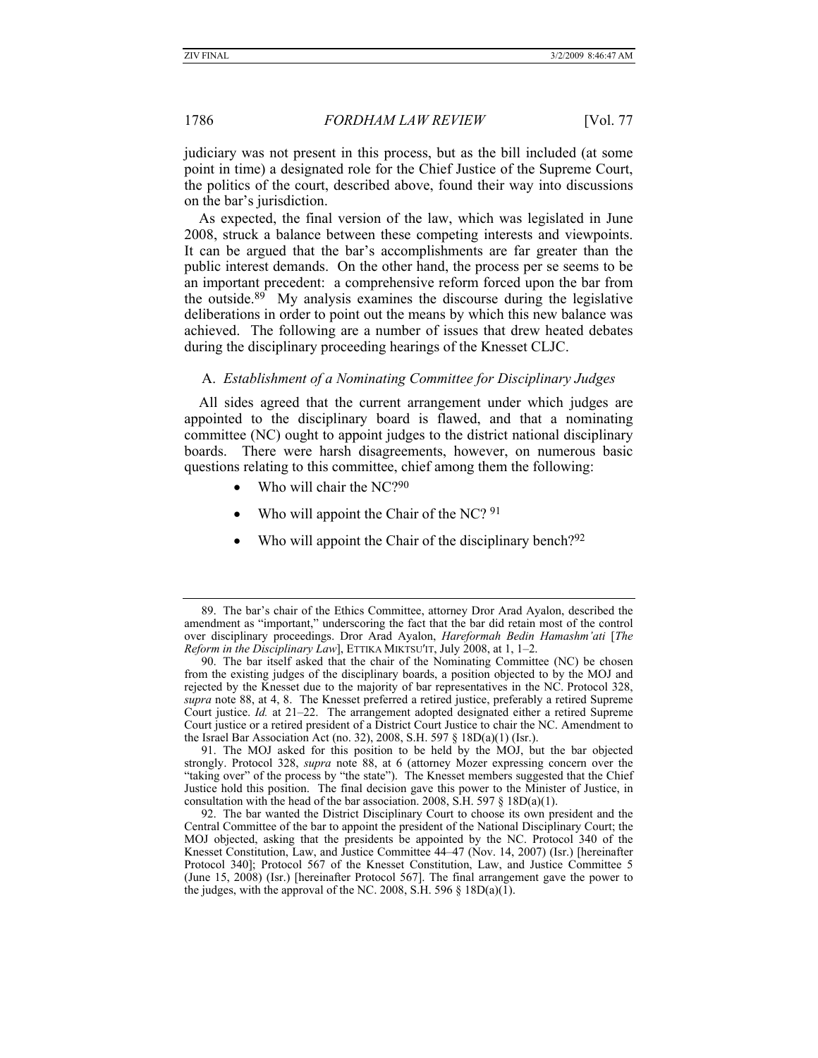judiciary was not present in this process, but as the bill included (at some point in time) a designated role for the Chief Justice of the Supreme Court, the politics of the court, described above, found their way into discussions on the bar's jurisdiction.

As expected, the final version of the law, which was legislated in June 2008, struck a balance between these competing interests and viewpoints. It can be argued that the bar's accomplishments are far greater than the public interest demands. On the other hand, the process per se seems to be an important precedent: a comprehensive reform forced upon the bar from the outside.[89] My analysis examines the discourse during the legislative deliberations in order to point out the means by which this new balance was achieved. The following are a number of issues that drew heated debates during the disciplinary proceeding hearings of the Knesset CLJC.

### A. *Establishment of a Nominating Committee for Disciplinary Judges*

All sides agreed that the current arrangement under which judges are appointed to the disciplinary board is flawed, and that a nominating committee (NC) ought to appoint judges to the district national disciplinary boards. There were harsh disagreements, however, on numerous basic questions relating to this committee, chief among them the following:

- Who will chair the NC?[90]
- Who will appoint the Chair of the NC? [91]
- Who will appoint the Chair of the disciplinary bench?[92]

---

89. The bar's chair of the Ethics Committee, attorney Dror Arad Ayalon, described the amendment as "important," underscoring the fact that the bar did retain most of the control over disciplinary proceedings. Dror Arad Ayalon, *Hareformah Bedin Hamashm'ati* [*The Reform in the Disciplinary Law*], ETTIKA MIKTSU'IT, July 2008, at 1, 1–2.

90. The bar itself asked that the chair of the Nominating Committee (NC) be chosen from the existing judges of the disciplinary boards, a position objected to by the MOJ and rejected by the Knesset due to the majority of bar representatives in the NC. Protocol 328, *supra* note 88, at 4, 8. The Knesset preferred a retired justice, preferably a retired Supreme Court justice. *Id.* at 21–22. The arrangement adopted designated either a retired Supreme Court justice or a retired president of a District Court Justice to chair the NC. Amendment to the Israel Bar Association Act (no. 32), 2008, S.H. 597 § 18D(a)(1) (Isr.).

91. The MOJ asked for this position to be held by the MOJ, but the bar objected strongly. Protocol 328, *supra* note 88, at 6 (attorney Mozer expressing concern over the "taking over" of the process by "the state"). The Knesset members suggested that the Chief Justice hold this position. The final decision gave this power to the Minister of Justice, in consultation with the head of the bar association. 2008, S.H. 597 § 18D(a)(1).

92. The bar wanted the District Disciplinary Court to choose its own president and the Central Committee of the bar to appoint the president of the National Disciplinary Court; the MOJ objected, asking that the presidents be appointed by the NC. Protocol 340 of the Knesset Constitution, Law, and Justice Committee 44–47 (Nov. 14, 2007) (Isr.) [hereinafter Protocol 340]; Protocol 567 of the Knesset Constitution, Law, and Justice Committee 5 (June 15, 2008) (Isr.) [hereinafter Protocol 567]. The final arrangement gave the power to the judges, with the approval of the NC. 2008, S.H. 596 § 18D(a)(1).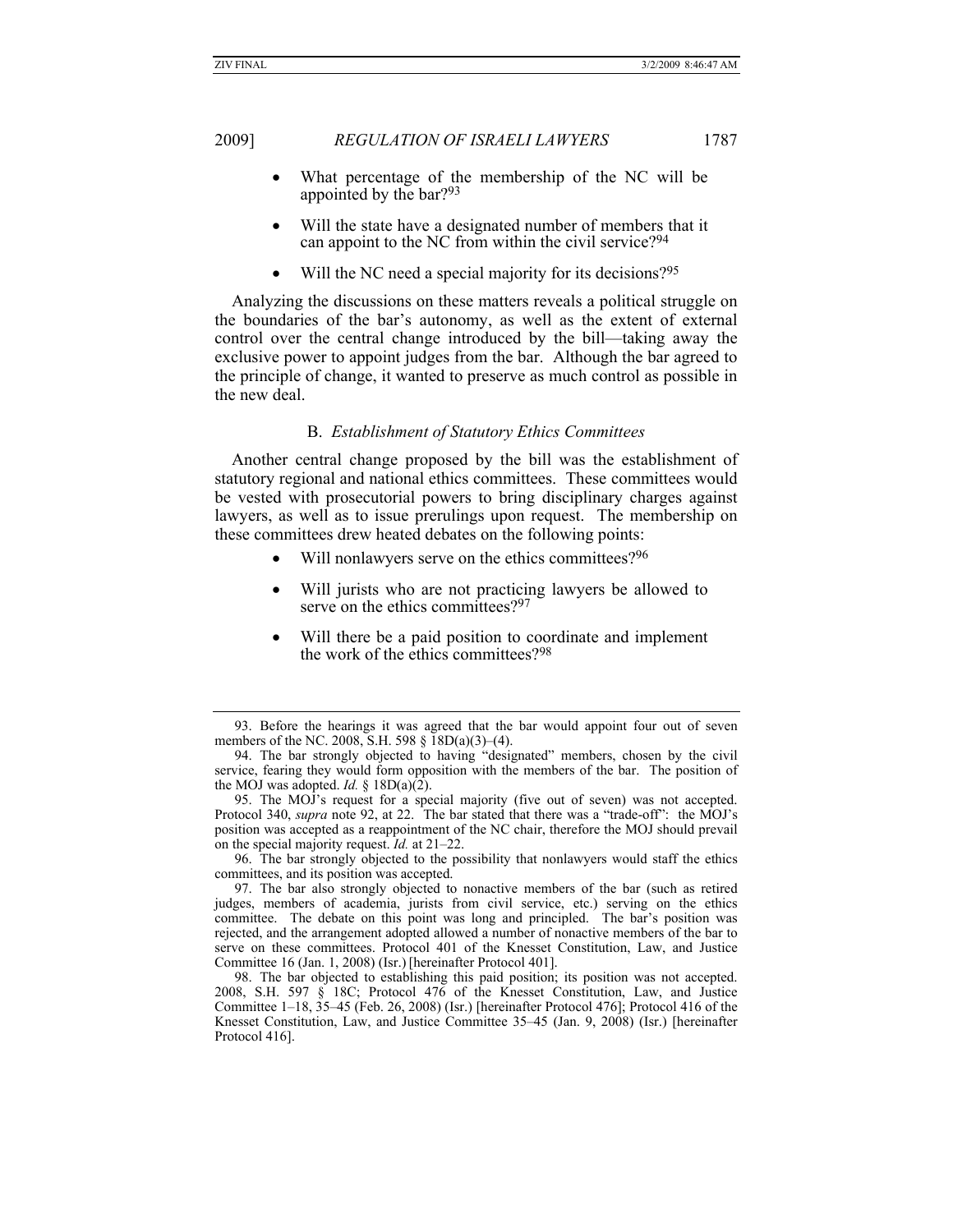- What percentage of the membership of the NC will be appointed by the bar?[93]
- Will the state have a designated number of members that it can appoint to the NC from within the civil service?[94]
- Will the NC need a special majority for its decisions?[95]

Analyzing the discussions on these matters reveals a political struggle on the boundaries of the bar's autonomy, as well as the extent of external control over the central change introduced by the bill—taking away the exclusive power to appoint judges from the bar. Although the bar agreed to the principle of change, it wanted to preserve as much control as possible in the new deal.

### B. *Establishment of Statutory Ethics Committees*

Another central change proposed by the bill was the establishment of statutory regional and national ethics committees. These committees would be vested with prosecutorial powers to bring disciplinary charges against lawyers, as well as to issue prerulings upon request. The membership on these committees drew heated debates on the following points:

- Will nonlawyers serve on the ethics committees?[96]
- Will jurists who are not practicing lawyers be allowed to serve on the ethics committees?[97]
- Will there be a paid position to coordinate and implement the work of the ethics committees?[98]

---

93. Before the hearings it was agreed that the bar would appoint four out of seven members of the NC. 2008, S.H. 598 § 18D(a)(3)–(4).

94. The bar strongly objected to having "designated" members, chosen by the civil service, fearing they would form opposition with the members of the bar. The position of the MOJ was adopted. *Id.* § 18D(a)(2).

95. The MOJ's request for a special majority (five out of seven) was not accepted. Protocol 340, *supra* note 92, at 22. The bar stated that there was a "trade-off": the MOJ's position was accepted as a reappointment of the NC chair, therefore the MOJ should prevail on the special majority request. *Id.* at 21–22.

96. The bar strongly objected to the possibility that nonlawyers would staff the ethics committees, and its position was accepted.

97. The bar also strongly objected to nonactive members of the bar (such as retired judges, members of academia, jurists from civil service, etc.) serving on the ethics committee. The debate on this point was long and principled. The bar's position was rejected, and the arrangement adopted allowed a number of nonactive members of the bar to serve on these committees. Protocol 401 of the Knesset Constitution, Law, and Justice Committee 16 (Jan. 1, 2008) (Isr.) [hereinafter Protocol 401].

98. The bar objected to establishing this paid position; its position was not accepted. 2008, S.H. 597 § 18C; Protocol 476 of the Knesset Constitution, Law, and Justice Committee 1–18, 35–45 (Feb. 26, 2008) (Isr.) [hereinafter Protocol 476]; Protocol 416 of the Knesset Constitution, Law, and Justice Committee 35–45 (Jan. 9, 2008) (Isr.) [hereinafter Protocol 416].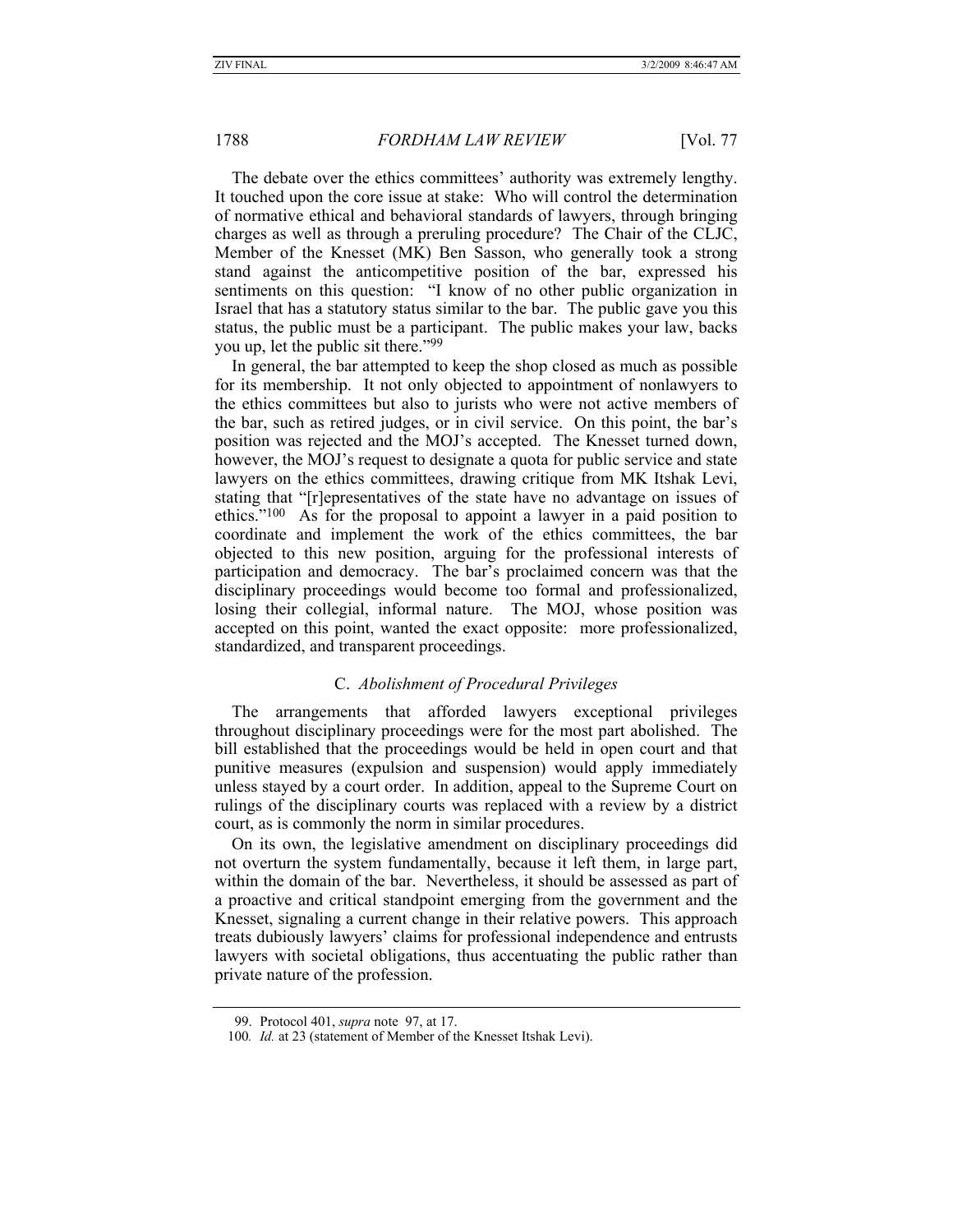The debate over the ethics committees' authority was extremely lengthy. It touched upon the core issue at stake: Who will control the determination of normative ethical and behavioral standards of lawyers, through bringing charges as well as through a preruling procedure? The Chair of the CLJC, Member of the Knesset (MK) Ben Sasson, who generally took a strong stand against the anticompetitive position of the bar, expressed his sentiments on this question: "I know of no other public organization in Israel that has a statutory status similar to the bar. The public gave you this status, the public must be a participant. The public makes your law, backs you up, let the public sit there."[99]

In general, the bar attempted to keep the shop closed as much as possible for its membership. It not only objected to appointment of nonlawyers to the ethics committees but also to jurists who were not active members of the bar, such as retired judges, or in civil service. On this point, the bar's position was rejected and the MOJ's accepted. The Knesset turned down, however, the MOJ's request to designate a quota for public service and state lawyers on the ethics committees, drawing critique from MK Itshak Levi, stating that "[r]epresentatives of the state have no advantage on issues of ethics."[100] As for the proposal to appoint a lawyer in a paid position to coordinate and implement the work of the ethics committees, the bar objected to this new position, arguing for the professional interests of participation and democracy. The bar's proclaimed concern was that the disciplinary proceedings would become too formal and professionalized, losing their collegial, informal nature. The MOJ, whose position was accepted on this point, wanted the exact opposite: more professionalized, standardized, and transparent proceedings.

### C. *Abolishment of Procedural Privileges*

The arrangements that afforded lawyers exceptional privileges throughout disciplinary proceedings were for the most part abolished. The bill established that the proceedings would be held in open court and that punitive measures (expulsion and suspension) would apply immediately unless stayed by a court order. In addition, appeal to the Supreme Court on rulings of the disciplinary courts was replaced with a review by a district court, as is commonly the norm in similar procedures.

On its own, the legislative amendment on disciplinary proceedings did not overturn the system fundamentally, because it left them, in large part, within the domain of the bar. Nevertheless, it should be assessed as part of a proactive and critical standpoint emerging from the government and the Knesset, signaling a current change in their relative powers. This approach treats dubiously lawyers' claims for professional independence and entrusts lawyers with societal obligations, thus accentuating the public rather than private nature of the profession.

---

99. Protocol 401, *supra* note 97, at 17.

100. *Id.* at 23 (statement of Member of the Knesset Itshak Levi).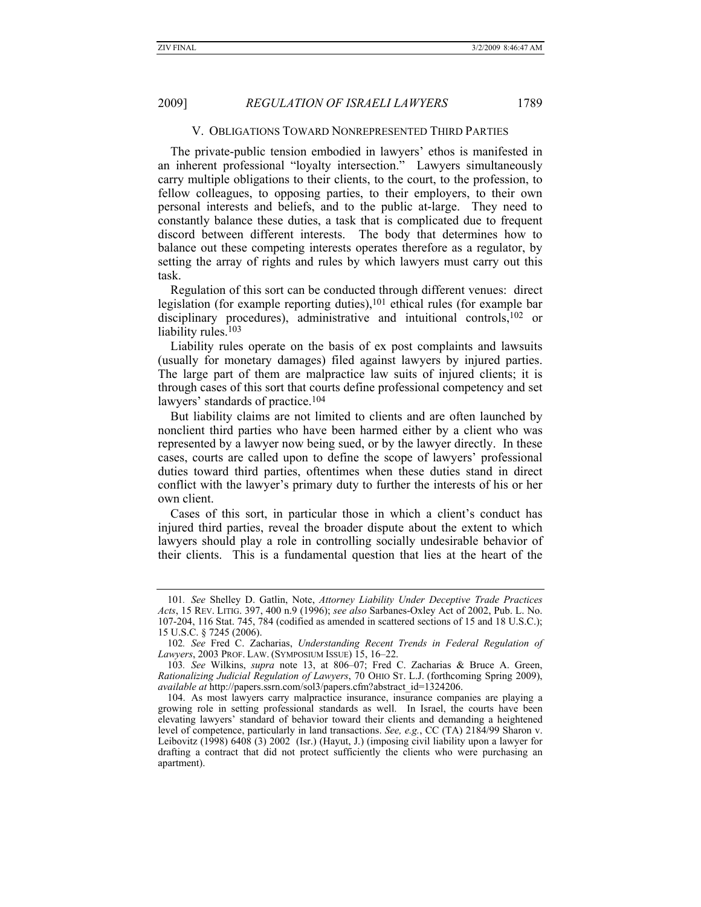## V. OBLIGATIONS TOWARD NONREPRESENTED THIRD PARTIES

The private-public tension embodied in lawyers' ethos is manifested in an inherent professional "loyalty intersection." Lawyers simultaneously carry multiple obligations to their clients, to the court, to the profession, to fellow colleagues, to opposing parties, to their employers, to their own personal interests and beliefs, and to the public at-large. They need to constantly balance these duties, a task that is complicated due to frequent discord between different interests. The body that determines how to balance out these competing interests operates therefore as a regulator, by setting the array of rights and rules by which lawyers must carry out this task.

Regulation of this sort can be conducted through different venues: direct legislation (for example reporting duties),[101] ethical rules (for example bar disciplinary procedures), administrative and intuitional controls,[102] or liability rules.[103]

Liability rules operate on the basis of ex post complaints and lawsuits (usually for monetary damages) filed against lawyers by injured parties. The large part of them are malpractice law suits of injured clients; it is through cases of this sort that courts define professional competency and set lawyers' standards of practice.[104]

But liability claims are not limited to clients and are often launched by nonclient third parties who have been harmed either by a client who was represented by a lawyer now being sued, or by the lawyer directly. In these cases, courts are called upon to define the scope of lawyers' professional duties toward third parties, oftentimes when these duties stand in direct conflict with the lawyer's primary duty to further the interests of his or her own client.

Cases of this sort, in particular those in which a client's conduct has injured third parties, reveal the broader dispute about the extent to which lawyers should play a role in controlling socially undesirable behavior of their clients. This is a fundamental question that lies at the heart of the

---

101. *See* Shelley D. Gatlin, Note, *Attorney Liability Under Deceptive Trade Practices Acts*, 15 REV. LITIG. 397, 400 n.9 (1996); *see also* Sarbanes-Oxley Act of 2002, Pub. L. No. 107-204, 116 Stat. 745, 784 (codified as amended in scattered sections of 15 and 18 U.S.C.); 15 U.S.C. § 7245 (2006).

102. *See* Fred C. Zacharias, *Understanding Recent Trends in Federal Regulation of Lawyers*, 2003 PROF. LAW. (SYMPOSIUM ISSUE) 15, 16–22.

103. *See* Wilkins, *supra* note 13, at 806–07; Fred C. Zacharias & Bruce A. Green, *Rationalizing Judicial Regulation of Lawyers*, 70 OHIO ST. L.J. (forthcoming Spring 2009), *available at* http://papers.ssrn.com/sol3/papers.cfm?abstract_id=1324206.

104. As most lawyers carry malpractice insurance, insurance companies are playing a growing role in setting professional standards as well. In Israel, the courts have been elevating lawyers' standard of behavior toward their clients and demanding a heightened level of competence, particularly in land transactions. *See, e.g.*, CC (TA) 2184/99 Sharon v. Leibovitz (1998) 6408 (3) 2002 (Isr.) (Hayut, J.) (imposing civil liability upon a lawyer for drafting a contract that did not protect sufficiently the clients who were purchasing an apartment).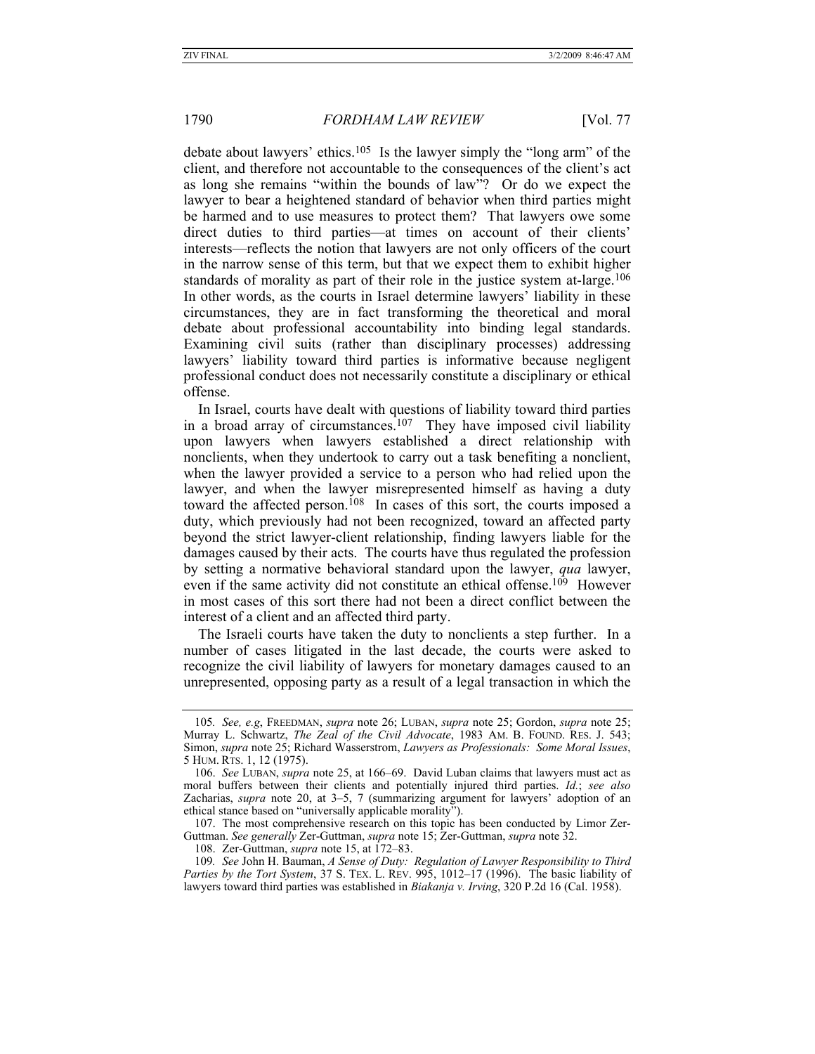debate about lawyers' ethics.[105] Is the lawyer simply the "long arm" of the client, and therefore not accountable to the consequences of the client's act as long she remains "within the bounds of law"? Or do we expect the lawyer to bear a heightened standard of behavior when third parties might be harmed and to use measures to protect them? That lawyers owe some direct duties to third parties—at times on account of their clients' interests—reflects the notion that lawyers are not only officers of the court in the narrow sense of this term, but that we expect them to exhibit higher standards of morality as part of their role in the justice system at-large.[106] In other words, as the courts in Israel determine lawyers' liability in these circumstances, they are in fact transforming the theoretical and moral debate about professional accountability into binding legal standards. Examining civil suits (rather than disciplinary processes) addressing lawyers' liability toward third parties is informative because negligent professional conduct does not necessarily constitute a disciplinary or ethical offense.

In Israel, courts have dealt with questions of liability toward third parties in a broad array of circumstances.[107] They have imposed civil liability upon lawyers when lawyers established a direct relationship with nonclients, when they undertook to carry out a task benefiting a nonclient, when the lawyer provided a service to a person who had relied upon the lawyer, and when the lawyer misrepresented himself as having a duty toward the affected person.[108] In cases of this sort, the courts imposed a duty, which previously had not been recognized, toward an affected party beyond the strict lawyer-client relationship, finding lawyers liable for the damages caused by their acts. The courts have thus regulated the profession by setting a normative behavioral standard upon the lawyer, *qua* lawyer, even if the same activity did not constitute an ethical offense.[109] However in most cases of this sort there had not been a direct conflict between the interest of a client and an affected third party.

The Israeli courts have taken the duty to nonclients a step further. In a number of cases litigated in the last decade, the courts were asked to recognize the civil liability of lawyers for monetary damages caused to an unrepresented, opposing party as a result of a legal transaction in which the

---

105. *See, e.g*, FREEDMAN, *supra* note 26; LUBAN, *supra* note 25; Gordon, *supra* note 25; Murray L. Schwartz, *The Zeal of the Civil Advocate*, 1983 AM. B. FOUND. RES. J. 543; Simon, *supra* note 25; Richard Wasserstrom, *Lawyers as Professionals: Some Moral Issues*, 5 HUM. RTS. 1, 12 (1975).

106. *See* LUBAN, *supra* note 25, at 166–69. David Luban claims that lawyers must act as moral buffers between their clients and potentially injured third parties. *Id.*; *see also* Zacharias, *supra* note 20, at 3–5, 7 (summarizing argument for lawyers' adoption of an ethical stance based on "universally applicable morality").

107. The most comprehensive research on this topic has been conducted by Limor Zer-Guttman. *See generally* Zer-Guttman, *supra* note 15; Zer-Guttman, *supra* note 32.

108. Zer-Guttman, *supra* note 15, at 172–83.

109. *See* John H. Bauman, *A Sense of Duty: Regulation of Lawyer Responsibility to Third Parties by the Tort System*, 37 S. TEX. L. REV. 995, 1012–17 (1996). The basic liability of lawyers toward third parties was established in *Biakanja v. Irving*, 320 P.2d 16 (Cal. 1958).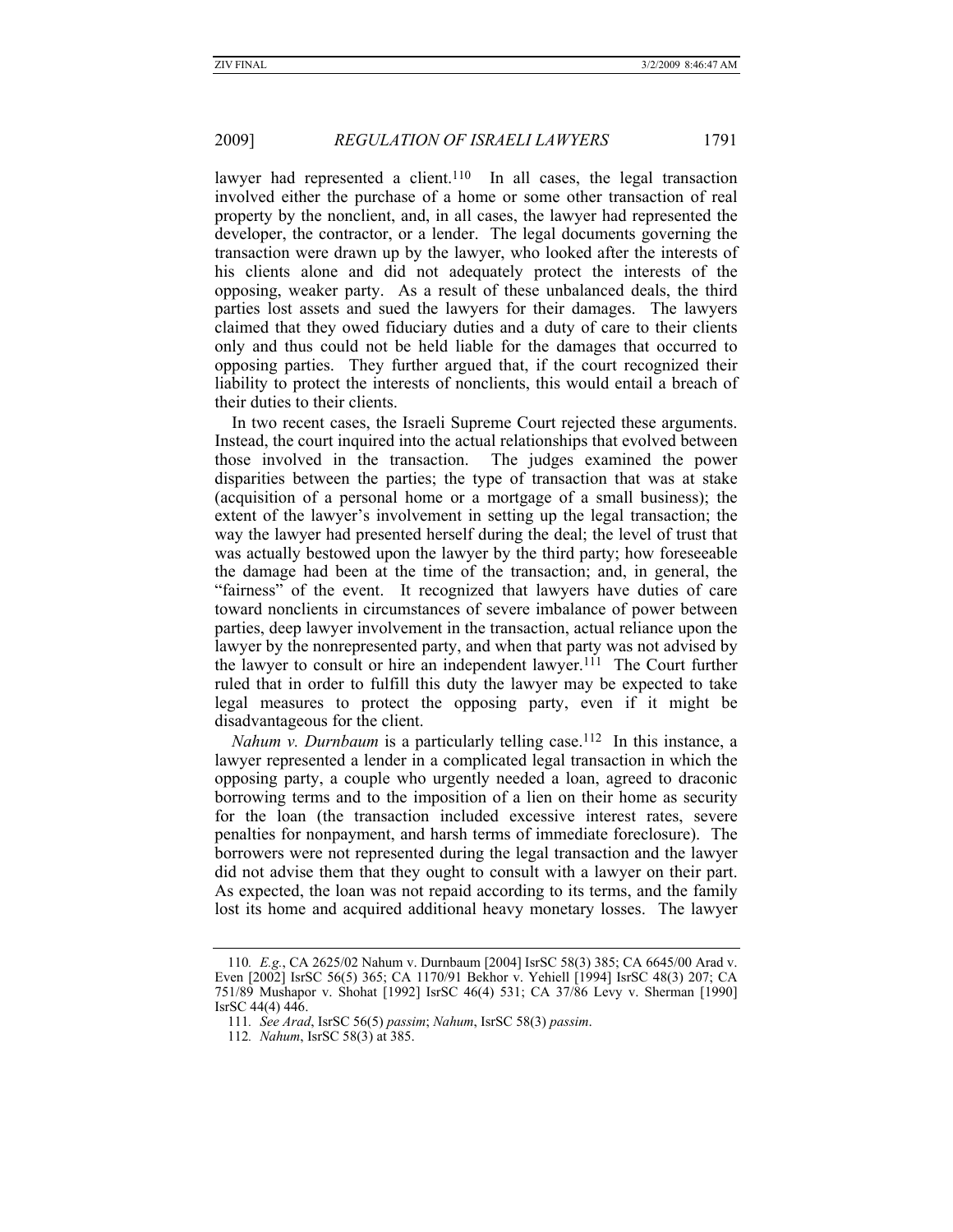lawyer had represented a client.[110] In all cases, the legal transaction involved either the purchase of a home or some other transaction of real property by the nonclient, and, in all cases, the lawyer had represented the developer, the contractor, or a lender. The legal documents governing the transaction were drawn up by the lawyer, who looked after the interests of his clients alone and did not adequately protect the interests of the opposing, weaker party. As a result of these unbalanced deals, the third parties lost assets and sued the lawyers for their damages. The lawyers claimed that they owed fiduciary duties and a duty of care to their clients only and thus could not be held liable for the damages that occurred to opposing parties. They further argued that, if the court recognized their liability to protect the interests of nonclients, this would entail a breach of their duties to their clients.

In two recent cases, the Israeli Supreme Court rejected these arguments. Instead, the court inquired into the actual relationships that evolved between those involved in the transaction. The judges examined the power disparities between the parties; the type of transaction that was at stake (acquisition of a personal home or a mortgage of a small business); the extent of the lawyer's involvement in setting up the legal transaction; the way the lawyer had presented herself during the deal; the level of trust that was actually bestowed upon the lawyer by the third party; how foreseeable the damage had been at the time of the transaction; and, in general, the "fairness" of the event. It recognized that lawyers have duties of care toward nonclients in circumstances of severe imbalance of power between parties, deep lawyer involvement in the transaction, actual reliance upon the lawyer by the nonrepresented party, and when that party was not advised by the lawyer to consult or hire an independent lawyer.[111] The Court further ruled that in order to fulfill this duty the lawyer may be expected to take legal measures to protect the opposing party, even if it might be disadvantageous for the client.

*Nahum v. Durnbaum* is a particularly telling case.[112] In this instance, a lawyer represented a lender in a complicated legal transaction in which the opposing party, a couple who urgently needed a loan, agreed to draconic borrowing terms and to the imposition of a lien on their home as security for the loan (the transaction included excessive interest rates, severe penalties for nonpayment, and harsh terms of immediate foreclosure). The borrowers were not represented during the legal transaction and the lawyer did not advise them that they ought to consult with a lawyer on their part. As expected, the loan was not repaid according to its terms, and the family lost its home and acquired additional heavy monetary losses. The lawyer

---

110. *E.g.*, CA 2625/02 Nahum v. Durnbaum [2004] IsrSC 58(3) 385; CA 6645/00 Arad v. Even [2002] IsrSC 56(5) 365; CA 1170/91 Bekhor v. Yehiell [1994] IsrSC 48(3) 207; CA 751/89 Mushapor v. Shohat [1992] IsrSC 46(4) 531; CA 37/86 Levy v. Sherman [1990] IsrSC 44(4) 446.

111. *See Arad*, IsrSC 56(5) *passim*; *Nahum*, IsrSC 58(3) *passim*.

112. *Nahum*, IsrSC 58(3) at 385.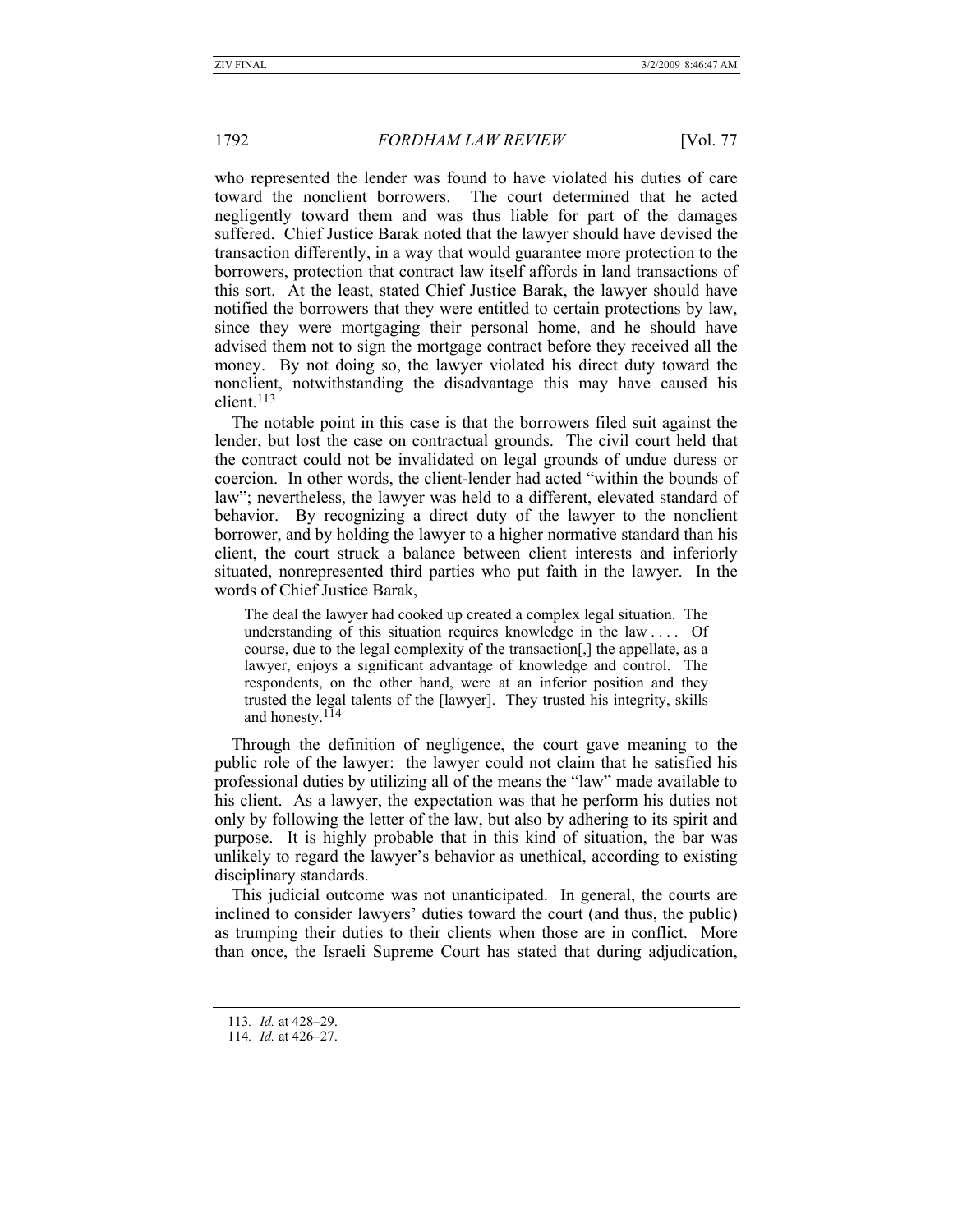who represented the lender was found to have violated his duties of care toward the nonclient borrowers. The court determined that he acted negligently toward them and was thus liable for part of the damages suffered. Chief Justice Barak noted that the lawyer should have devised the transaction differently, in a way that would guarantee more protection to the borrowers, protection that contract law itself affords in land transactions of this sort. At the least, stated Chief Justice Barak, the lawyer should have notified the borrowers that they were entitled to certain protections by law, since they were mortgaging their personal home, and he should have advised them not to sign the mortgage contract before they received all the money. By not doing so, the lawyer violated his direct duty toward the nonclient, notwithstanding the disadvantage this may have caused his client.[113]

The notable point in this case is that the borrowers filed suit against the lender, but lost the case on contractual grounds. The civil court held that the contract could not be invalidated on legal grounds of undue duress or coercion. In other words, the client-lender had acted "within the bounds of law"; nevertheless, the lawyer was held to a different, elevated standard of behavior. By recognizing a direct duty of the lawyer to the nonclient borrower, and by holding the lawyer to a higher normative standard than his client, the court struck a balance between client interests and inferiorly situated, nonrepresented third parties who put faith in the lawyer. In the words of Chief Justice Barak,

> The deal the lawyer had cooked up created a complex legal situation. The understanding of this situation requires knowledge in the law . . . . Of course, due to the legal complexity of the transaction[,] the appellate, as a lawyer, enjoys a significant advantage of knowledge and control. The respondents, on the other hand, were at an inferior position and they trusted the legal talents of the [lawyer]. They trusted his integrity, skills and honesty.[114]

Through the definition of negligence, the court gave meaning to the public role of the lawyer: the lawyer could not claim that he satisfied his professional duties by utilizing all of the means the "law" made available to his client. As a lawyer, the expectation was that he perform his duties not only by following the letter of the law, but also by adhering to its spirit and purpose. It is highly probable that in this kind of situation, the bar was unlikely to regard the lawyer's behavior as unethical, according to existing disciplinary standards.

This judicial outcome was not unanticipated. In general, the courts are inclined to consider lawyers' duties toward the court (and thus, the public) as trumping their duties to their clients when those are in conflict. More than once, the Israeli Supreme Court has stated that during adjudication,

---

113. *Id.* at 428–29.

114. *Id.* at 426–27.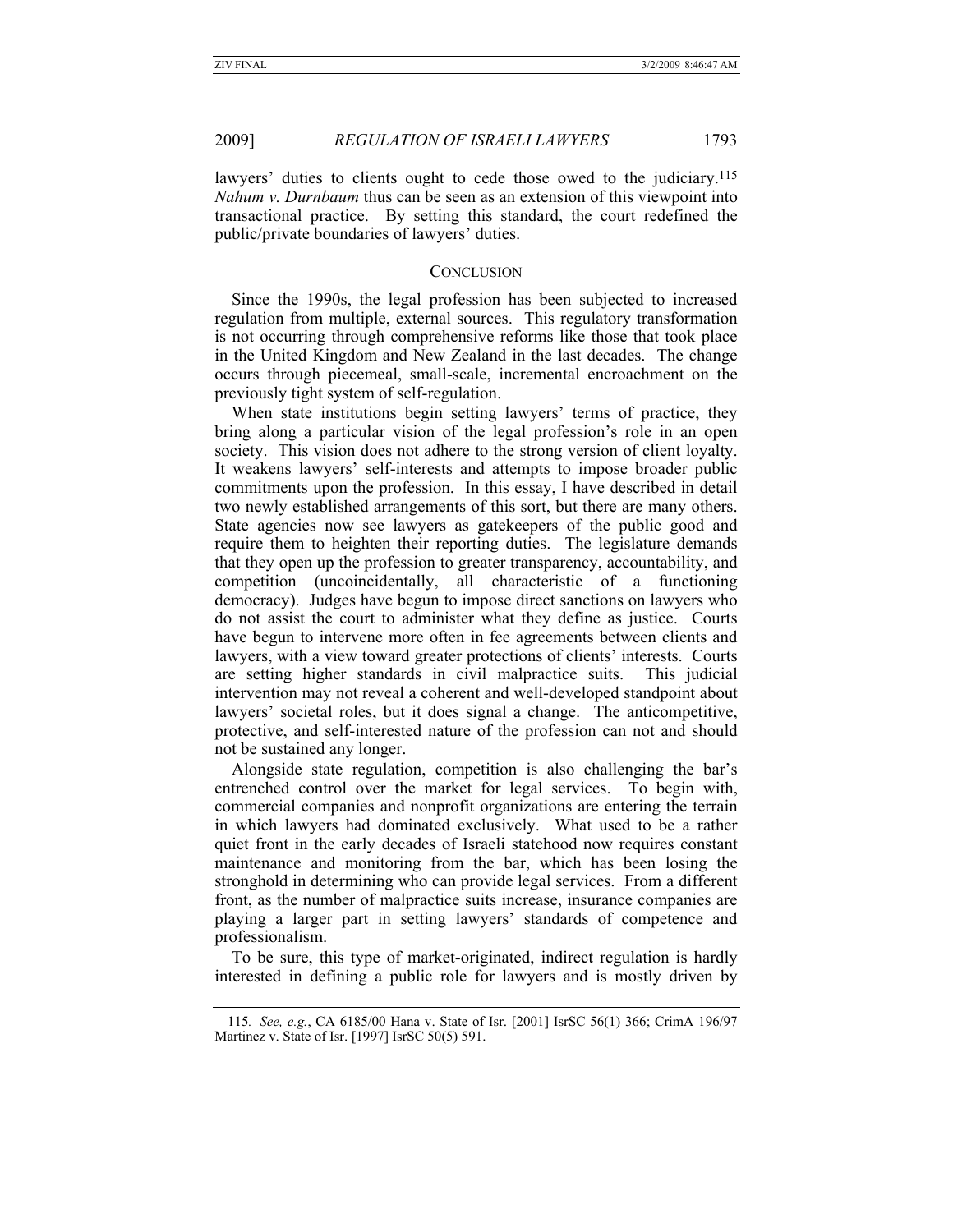lawyers' duties to clients ought to cede those owed to the judiciary.[115] *Nahum v. Durnbaum* thus can be seen as an extension of this viewpoint into transactional practice. By setting this standard, the court redefined the public/private boundaries of lawyers' duties.

## CONCLUSION

Since the 1990s, the legal profession has been subjected to increased regulation from multiple, external sources. This regulatory transformation is not occurring through comprehensive reforms like those that took place in the United Kingdom and New Zealand in the last decades. The change occurs through piecemeal, small-scale, incremental encroachment on the previously tight system of self-regulation.

When state institutions begin setting lawyers' terms of practice, they bring along a particular vision of the legal profession's role in an open society. This vision does not adhere to the strong version of client loyalty. It weakens lawyers' self-interests and attempts to impose broader public commitments upon the profession. In this essay, I have described in detail two newly established arrangements of this sort, but there are many others. State agencies now see lawyers as gatekeepers of the public good and require them to heighten their reporting duties. The legislature demands that they open up the profession to greater transparency, accountability, and competition (uncoincidentally, all characteristic of a functioning democracy). Judges have begun to impose direct sanctions on lawyers who do not assist the court to administer what they define as justice. Courts have begun to intervene more often in fee agreements between clients and lawyers, with a view toward greater protections of clients' interests. Courts are setting higher standards in civil malpractice suits. This judicial intervention may not reveal a coherent and well-developed standpoint about lawyers' societal roles, but it does signal a change. The anticompetitive, protective, and self-interested nature of the profession can not and should not be sustained any longer.

Alongside state regulation, competition is also challenging the bar's entrenched control over the market for legal services. To begin with, commercial companies and nonprofit organizations are entering the terrain in which lawyers had dominated exclusively. What used to be a rather quiet front in the early decades of Israeli statehood now requires constant maintenance and monitoring from the bar, which has been losing the stronghold in determining who can provide legal services. From a different front, as the number of malpractice suits increase, insurance companies are playing a larger part in setting lawyers' standards of competence and professionalism.

To be sure, this type of market-originated, indirect regulation is hardly interested in defining a public role for lawyers and is mostly driven by

---

115. *See, e.g.*, CA 6185/00 Hana v. State of Isr. [2001] IsrSC 56(1) 366; CrimA 196/97 Martinez v. State of Isr. [1997] IsrSC 50(5) 591.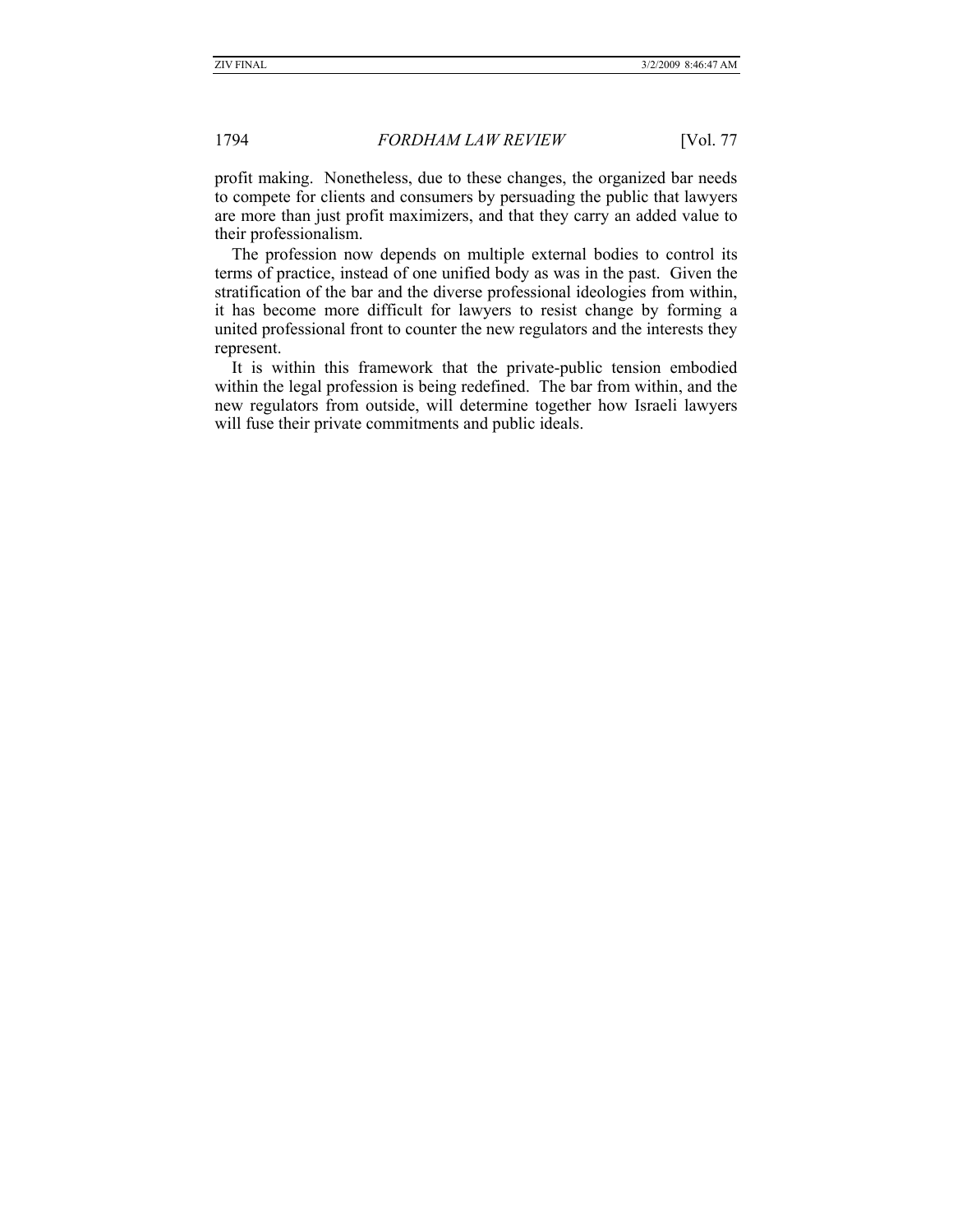profit making. Nonetheless, due to these changes, the organized bar needs to compete for clients and consumers by persuading the public that lawyers are more than just profit maximizers, and that they carry an added value to their professionalism.

The profession now depends on multiple external bodies to control its terms of practice, instead of one unified body as was in the past. Given the stratification of the bar and the diverse professional ideologies from within, it has become more difficult for lawyers to resist change by forming a united professional front to counter the new regulators and the interests they represent.

It is within this framework that the private-public tension embodied within the legal profession is being redefined. The bar from within, and the new regulators from outside, will determine together how Israeli lawyers will fuse their private commitments and public ideals.